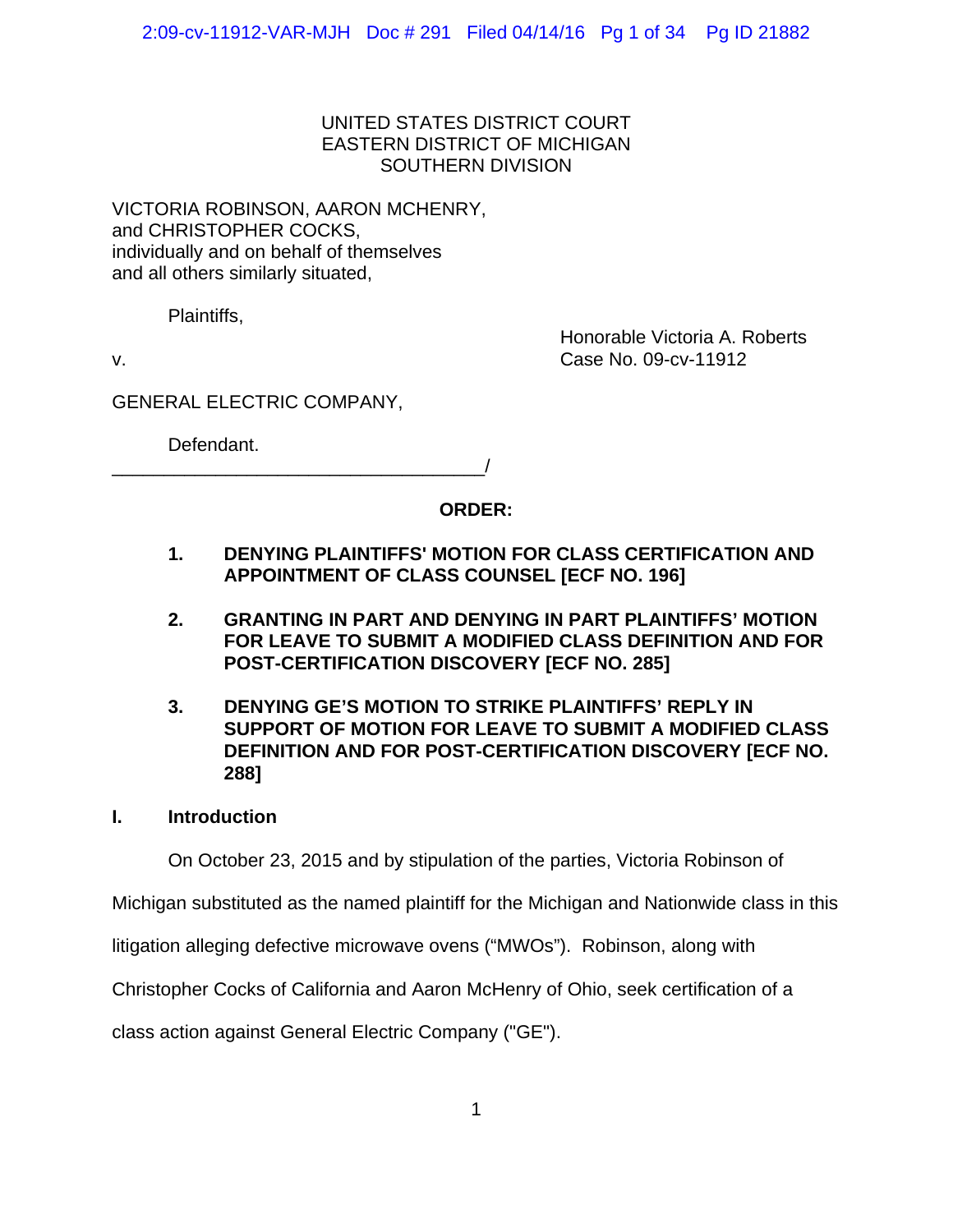UNITED STATES DISTRICT COURT
EASTERN DISTRICT OF MICHIGAN
SOUTHERN DIVISION

VICTORIA ROBINSON, AARON MCHENRY,
and CHRISTOPHER COCKS,
individually and on behalf of themselves
and all others similarly situated,

Plaintiffs,

v.

Honorable Victoria A. Roberts
Case No. 09-cv-11912

GENERAL ELECTRIC COMPANY,

Defendant.
_____________________________________/

**ORDER:**

1. **DENYING PLAINTIFFS' MOTION FOR CLASS CERTIFICATION AND APPOINTMENT OF CLASS COUNSEL [ECF NO. 196]**

2. **GRANTING IN PART AND DENYING IN PART PLAINTIFFS' MOTION FOR LEAVE TO SUBMIT A MODIFIED CLASS DEFINITION AND FOR POST-CERTIFICATION DISCOVERY [ECF NO. 285]**

3. **DENYING GE'S MOTION TO STRIKE PLAINTIFFS' REPLY IN SUPPORT OF MOTION FOR LEAVE TO SUBMIT A MODIFIED CLASS DEFINITION AND FOR POST-CERTIFICATION DISCOVERY [ECF NO. 288]**

## I. Introduction

On October 23, 2015 and by stipulation of the parties, Victoria Robinson of Michigan substituted as the named plaintiff for the Michigan and Nationwide class in this litigation alleging defective microwave ovens ("MWOs"). Robinson, along with Christopher Cocks of California and Aaron McHenry of Ohio, seek certification of a class action against General Electric Company ("GE").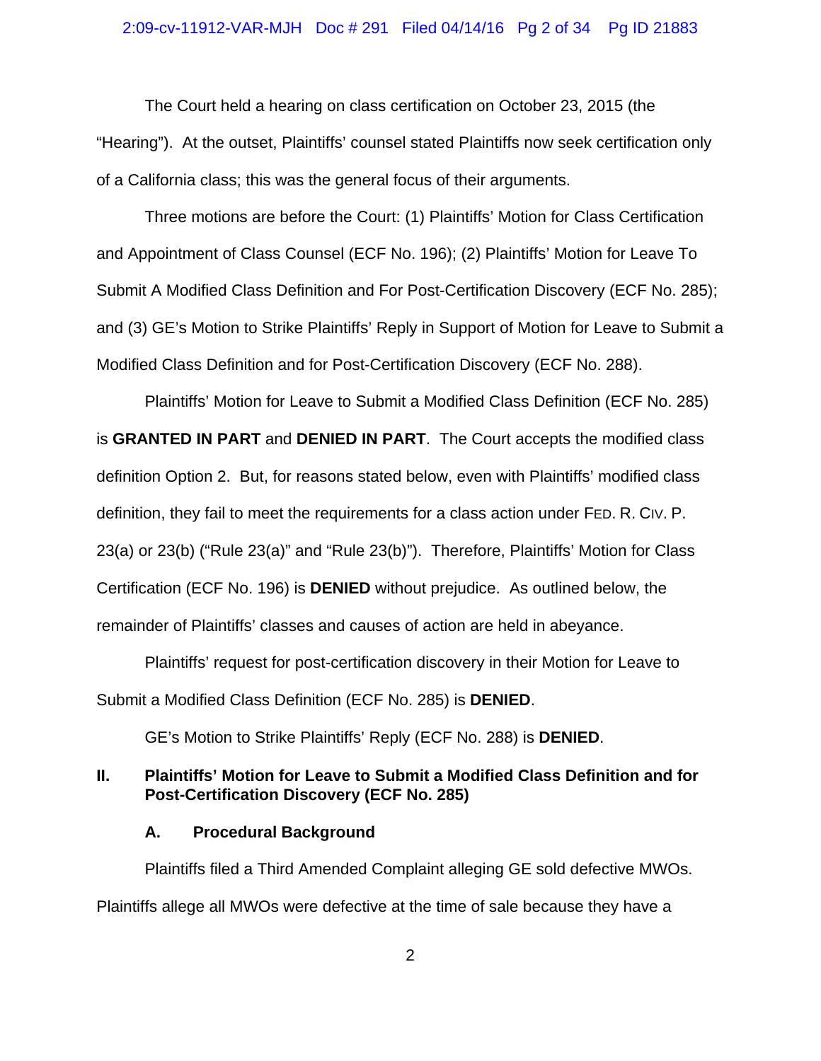The Court held a hearing on class certification on October 23, 2015 (the "Hearing"). At the outset, Plaintiffs' counsel stated Plaintiffs now seek certification only of a California class; this was the general focus of their arguments.

Three motions are before the Court: (1) Plaintiffs' Motion for Class Certification and Appointment of Class Counsel (ECF No. 196); (2) Plaintiffs' Motion for Leave To Submit A Modified Class Definition and For Post-Certification Discovery (ECF No. 285); and (3) GE's Motion to Strike Plaintiffs' Reply in Support of Motion for Leave to Submit a Modified Class Definition and for Post-Certification Discovery (ECF No. 288).

Plaintiffs' Motion for Leave to Submit a Modified Class Definition (ECF No. 285) is **GRANTED IN PART** and **DENIED IN PART**. The Court accepts the modified class definition Option 2. But, for reasons stated below, even with Plaintiffs' modified class definition, they fail to meet the requirements for a class action under FED. R. CIV. P. 23(a) or 23(b) ("Rule 23(a)" and "Rule 23(b)"). Therefore, Plaintiffs' Motion for Class Certification (ECF No. 196) is **DENIED** without prejudice. As outlined below, the remainder of Plaintiffs' classes and causes of action are held in abeyance.

Plaintiffs' request for post-certification discovery in their Motion for Leave to Submit a Modified Class Definition (ECF No. 285) is **DENIED**.

GE's Motion to Strike Plaintiffs' Reply (ECF No. 288) is **DENIED**.

## II. Plaintiffs' Motion for Leave to Submit a Modified Class Definition and for Post-Certification Discovery (ECF No. 285)

### A. Procedural Background

Plaintiffs filed a Third Amended Complaint alleging GE sold defective MWOs. Plaintiffs allege all MWOs were defective at the time of sale because they have a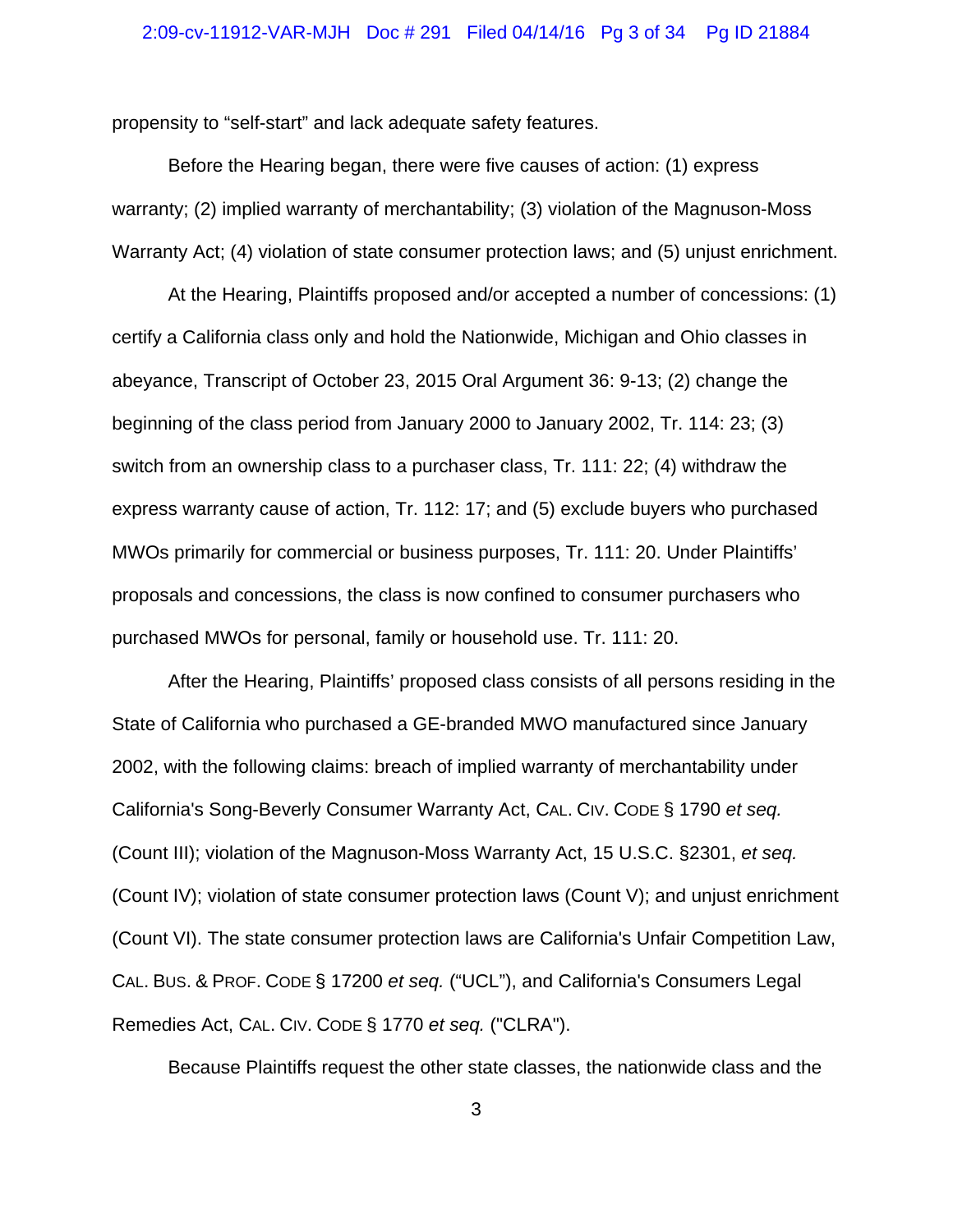propensity to "self-start" and lack adequate safety features.

Before the Hearing began, there were five causes of action: (1) express warranty; (2) implied warranty of merchantability; (3) violation of the Magnuson-Moss Warranty Act; (4) violation of state consumer protection laws; and (5) unjust enrichment.

At the Hearing, Plaintiffs proposed and/or accepted a number of concessions: (1) certify a California class only and hold the Nationwide, Michigan and Ohio classes in abeyance, Transcript of October 23, 2015 Oral Argument 36: 9-13; (2) change the beginning of the class period from January 2000 to January 2002, Tr. 114: 23; (3) switch from an ownership class to a purchaser class, Tr. 111: 22; (4) withdraw the express warranty cause of action, Tr. 112: 17; and (5) exclude buyers who purchased MWOs primarily for commercial or business purposes, Tr. 111: 20. Under Plaintiffs' proposals and concessions, the class is now confined to consumer purchasers who purchased MWOs for personal, family or household use. Tr. 111: 20.

After the Hearing, Plaintiffs' proposed class consists of all persons residing in the State of California who purchased a GE-branded MWO manufactured since January 2002, with the following claims: breach of implied warranty of merchantability under California's Song-Beverly Consumer Warranty Act, CAL. CIV. CODE § 1790 *et seq.* (Count III); violation of the Magnuson-Moss Warranty Act, 15 U.S.C. §2301, *et seq.* (Count IV); violation of state consumer protection laws (Count V); and unjust enrichment (Count VI). The state consumer protection laws are California's Unfair Competition Law, CAL. BUS. & PROF. CODE § 17200 *et seq.* ("UCL"), and California's Consumers Legal Remedies Act, CAL. CIV. CODE § 1770 *et seq.* ("CLRA").

Because Plaintiffs request the other state classes, the nationwide class and the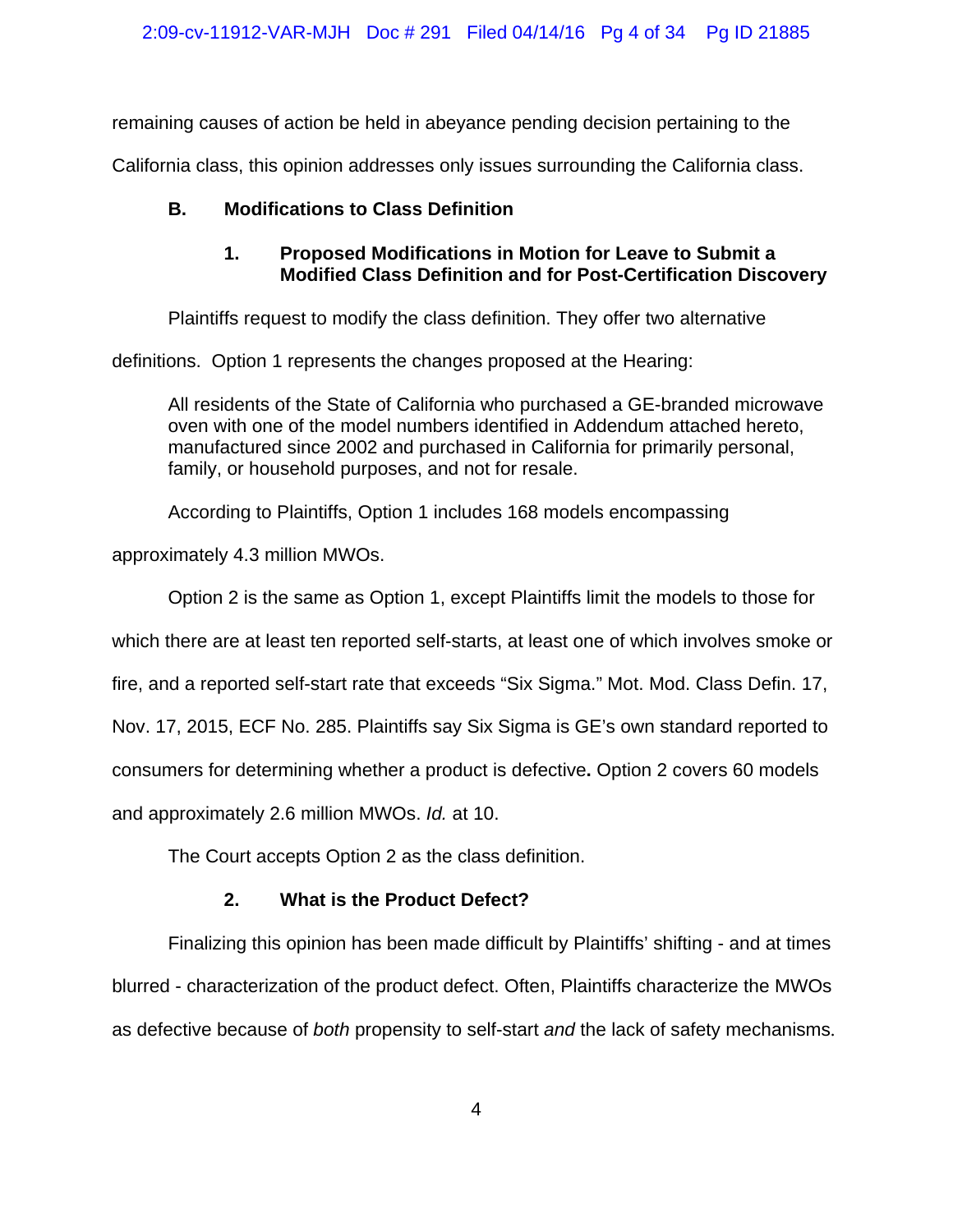remaining causes of action be held in abeyance pending decision pertaining to the California class, this opinion addresses only issues surrounding the California class.

### B. Modifications to Class Definition

#### 1. Proposed Modifications in Motion for Leave to Submit a Modified Class Definition and for Post-Certification Discovery

Plaintiffs request to modify the class definition. They offer two alternative definitions. Option 1 represents the changes proposed at the Hearing:

> All residents of the State of California who purchased a GE-branded microwave oven with one of the model numbers identified in Addendum attached hereto, manufactured since 2002 and purchased in California for primarily personal, family, or household purposes, and not for resale.

According to Plaintiffs, Option 1 includes 168 models encompassing approximately 4.3 million MWOs.

Option 2 is the same as Option 1, except Plaintiffs limit the models to those for which there are at least ten reported self-starts, at least one of which involves smoke or fire, and a reported self-start rate that exceeds "Six Sigma." Mot. Mod. Class Defin. 17, Nov. 17, 2015, ECF No. 285. Plaintiffs say Six Sigma is GE's own standard reported to consumers for determining whether a product is defective**.** Option 2 covers 60 models and approximately 2.6 million MWOs. *Id.* at 10.

The Court accepts Option 2 as the class definition.

#### 2. What is the Product Defect?

Finalizing this opinion has been made difficult by Plaintiffs' shifting - and at times blurred - characterization of the product defect. Often, Plaintiffs characterize the MWOs as defective because of *both* propensity to self-start *and* the lack of safety mechanisms.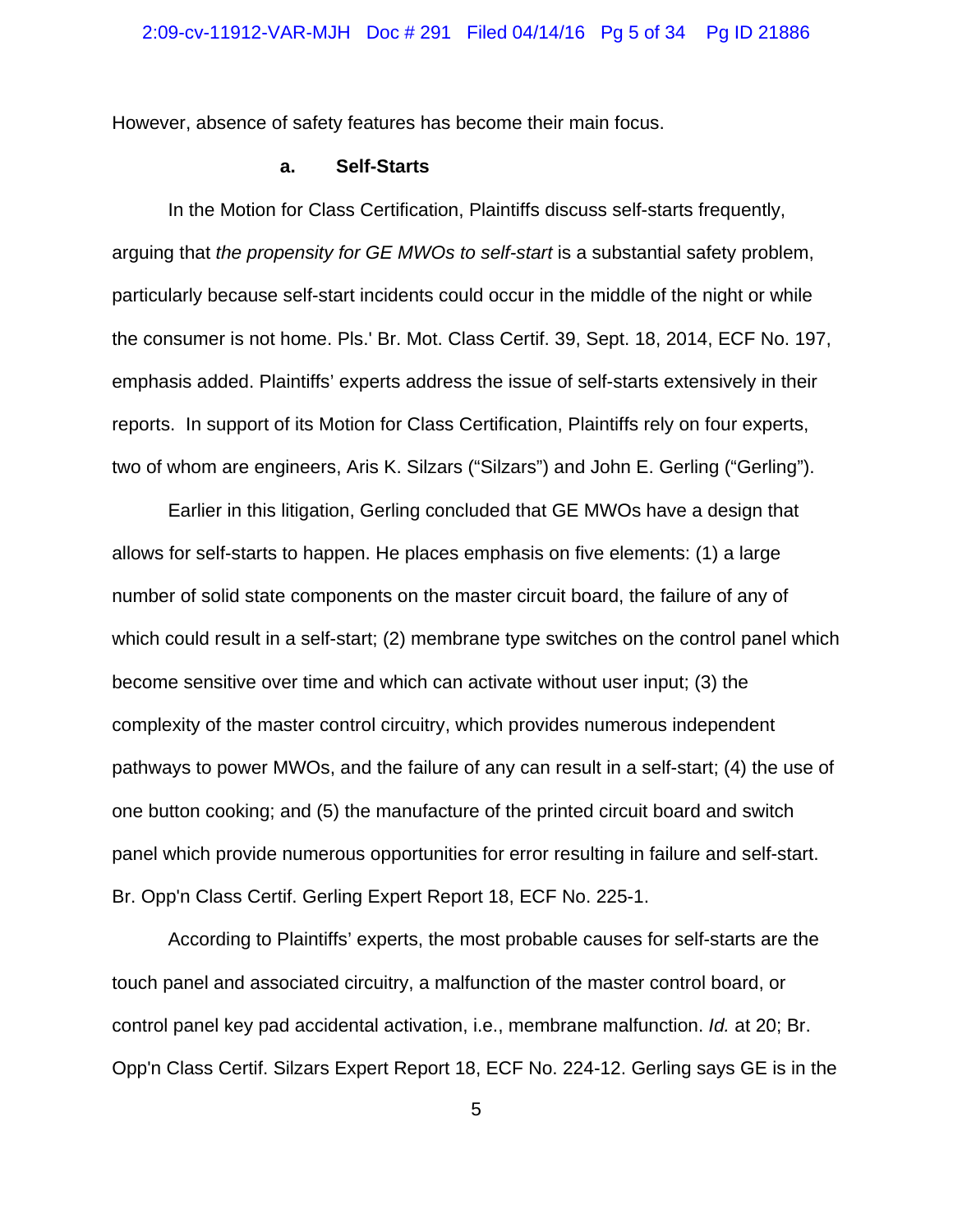However, absence of safety features has become their main focus.

**a. Self-Starts**

In the Motion for Class Certification, Plaintiffs discuss self-starts frequently, arguing that *the propensity for GE MWOs to self-start* is a substantial safety problem, particularly because self-start incidents could occur in the middle of the night or while the consumer is not home. Pls.' Br. Mot. Class Certif. 39, Sept. 18, 2014, ECF No. 197, emphasis added. Plaintiffs' experts address the issue of self-starts extensively in their reports. In support of its Motion for Class Certification, Plaintiffs rely on four experts, two of whom are engineers, Aris K. Silzars ("Silzars") and John E. Gerling ("Gerling").

Earlier in this litigation, Gerling concluded that GE MWOs have a design that allows for self-starts to happen. He places emphasis on five elements: (1) a large number of solid state components on the master circuit board, the failure of any of which could result in a self-start; (2) membrane type switches on the control panel which become sensitive over time and which can activate without user input; (3) the complexity of the master control circuitry, which provides numerous independent pathways to power MWOs, and the failure of any can result in a self-start; (4) the use of one button cooking; and (5) the manufacture of the printed circuit board and switch panel which provide numerous opportunities for error resulting in failure and self-start. Br. Opp'n Class Certif. Gerling Expert Report 18, ECF No. 225-1.

According to Plaintiffs' experts, the most probable causes for self-starts are the touch panel and associated circuitry, a malfunction of the master control board, or control panel key pad accidental activation, i.e., membrane malfunction. *Id.* at 20; Br. Opp'n Class Certif. Silzars Expert Report 18, ECF No. 224-12. Gerling says GE is in the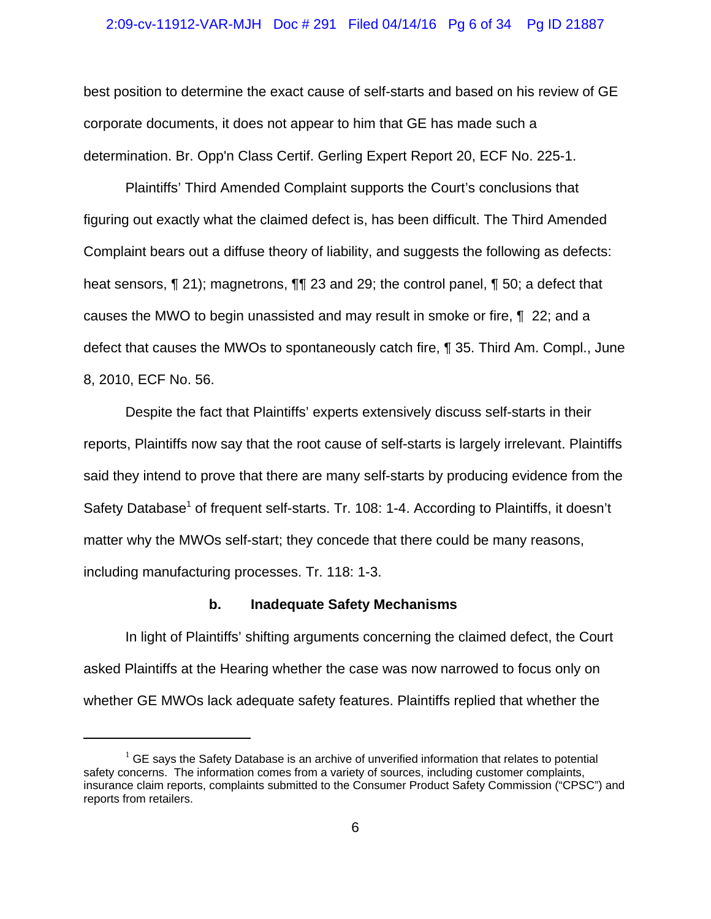best position to determine the exact cause of self-starts and based on his review of GE corporate documents, it does not appear to him that GE has made such a determination. Br. Opp'n Class Certif. Gerling Expert Report 20, ECF No. 225-1.

Plaintiffs' Third Amended Complaint supports the Court's conclusions that figuring out exactly what the claimed defect is, has been difficult. The Third Amended Complaint bears out a diffuse theory of liability, and suggests the following as defects: heat sensors, ¶ 21); magnetrons, ¶¶ 23 and 29; the control panel, ¶ 50; a defect that causes the MWO to begin unassisted and may result in smoke or fire, ¶ 22; and a defect that causes the MWOs to spontaneously catch fire, ¶ 35. Third Am. Compl., June 8, 2010, ECF No. 56.

Despite the fact that Plaintiffs' experts extensively discuss self-starts in their reports, Plaintiffs now say that the root cause of self-starts is largely irrelevant. Plaintiffs said they intend to prove that there are many self-starts by producing evidence from the Safety Database[1] of frequent self-starts. Tr. 108: 1-4. According to Plaintiffs, it doesn't matter why the MWOs self-start; they concede that there could be many reasons, including manufacturing processes. Tr. 118: 1-3.

**b. Inadequate Safety Mechanisms**

In light of Plaintiffs' shifting arguments concerning the claimed defect, the Court asked Plaintiffs at the Hearing whether the case was now narrowed to focus only on whether GE MWOs lack adequate safety features. Plaintiffs replied that whether the

[1] GE says the Safety Database is an archive of unverified information that relates to potential safety concerns. The information comes from a variety of sources, including customer complaints, insurance claim reports, complaints submitted to the Consumer Product Safety Commission ("CPSC") and reports from retailers.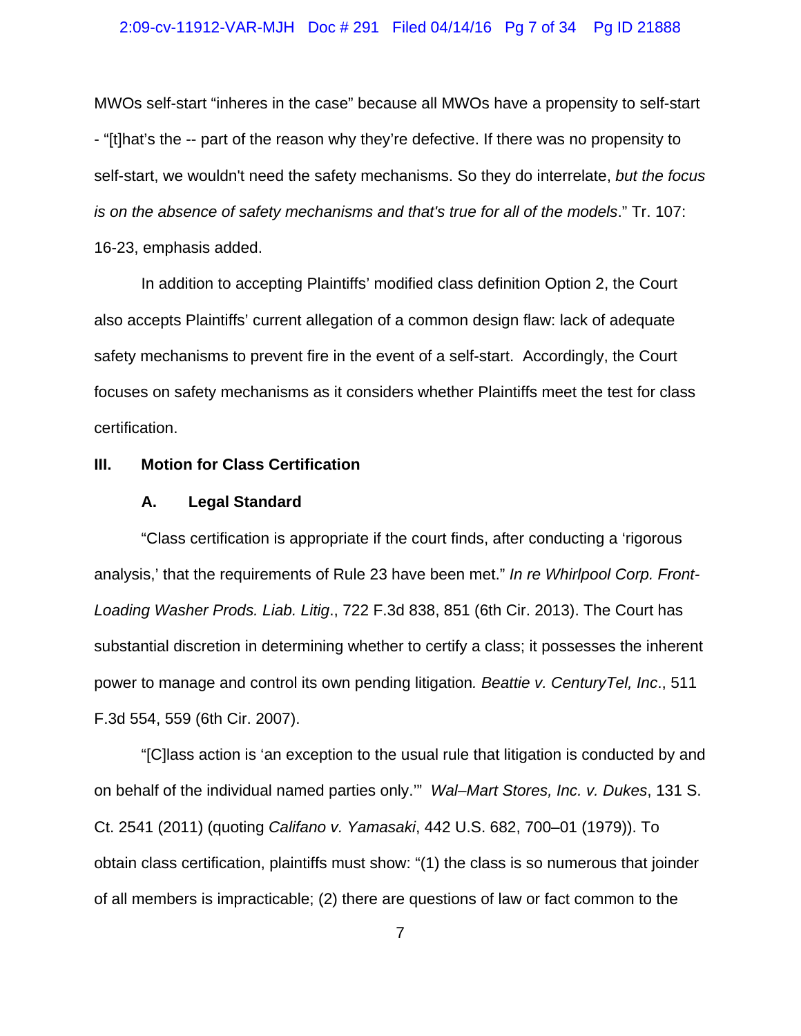MWOs self-start "inheres in the case" because all MWOs have a propensity to self-start - "[t]hat's the -- part of the reason why they're defective. If there was no propensity to self-start, we wouldn't need the safety mechanisms. So they do interrelate, *but the focus is on the absence of safety mechanisms and that's true for all of the models*." Tr. 107: 16-23, emphasis added.

In addition to accepting Plaintiffs' modified class definition Option 2, the Court also accepts Plaintiffs' current allegation of a common design flaw: lack of adequate safety mechanisms to prevent fire in the event of a self-start. Accordingly, the Court focuses on safety mechanisms as it considers whether Plaintiffs meet the test for class certification.

## III. Motion for Class Certification

### A. Legal Standard

"Class certification is appropriate if the court finds, after conducting a 'rigorous analysis,' that the requirements of Rule 23 have been met." *In re Whirlpool Corp. Front-Loading Washer Prods. Liab. Litig*., 722 F.3d 838, 851 (6th Cir. 2013). The Court has substantial discretion in determining whether to certify a class; it possesses the inherent power to manage and control its own pending litigation*. Beattie v. CenturyTel, Inc*., 511 F.3d 554, 559 (6th Cir. 2007).

"[C]lass action is 'an exception to the usual rule that litigation is conducted by and on behalf of the individual named parties only.'" *Wal–Mart Stores, Inc. v. Dukes*, 131 S. Ct. 2541 (2011) (quoting *Califano v. Yamasaki*, 442 U.S. 682, 700–01 (1979)). To obtain class certification, plaintiffs must show: "(1) the class is so numerous that joinder of all members is impracticable; (2) there are questions of law or fact common to the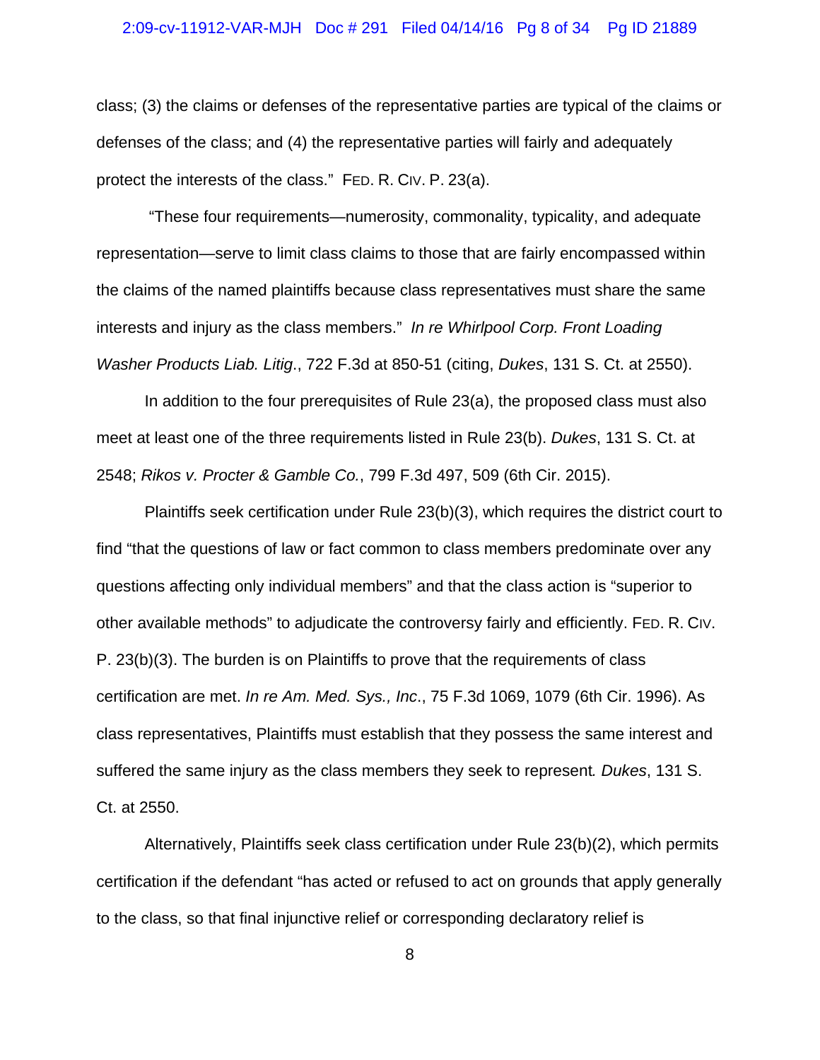class; (3) the claims or defenses of the representative parties are typical of the claims or defenses of the class; and (4) the representative parties will fairly and adequately protect the interests of the class." FED. R. CIV. P. 23(a).

"These four requirements—numerosity, commonality, typicality, and adequate representation—serve to limit class claims to those that are fairly encompassed within the claims of the named plaintiffs because class representatives must share the same interests and injury as the class members." *In re Whirlpool Corp. Front Loading Washer Products Liab. Litig*., 722 F.3d at 850-51 (citing, *Dukes*, 131 S. Ct. at 2550).

In addition to the four prerequisites of Rule 23(a), the proposed class must also meet at least one of the three requirements listed in Rule 23(b). *Dukes*, 131 S. Ct. at 2548; *Rikos v. Procter & Gamble Co.*, 799 F.3d 497, 509 (6th Cir. 2015).

Plaintiffs seek certification under Rule 23(b)(3), which requires the district court to find "that the questions of law or fact common to class members predominate over any questions affecting only individual members" and that the class action is "superior to other available methods" to adjudicate the controversy fairly and efficiently. FED. R. CIV. P. 23(b)(3). The burden is on Plaintiffs to prove that the requirements of class certification are met. *In re Am. Med. Sys., Inc*., 75 F.3d 1069, 1079 (6th Cir. 1996). As class representatives, Plaintiffs must establish that they possess the same interest and suffered the same injury as the class members they seek to represent. *Dukes*, 131 S. Ct. at 2550.

Alternatively, Plaintiffs seek class certification under Rule 23(b)(2), which permits certification if the defendant "has acted or refused to act on grounds that apply generally to the class, so that final injunctive relief or corresponding declaratory relief is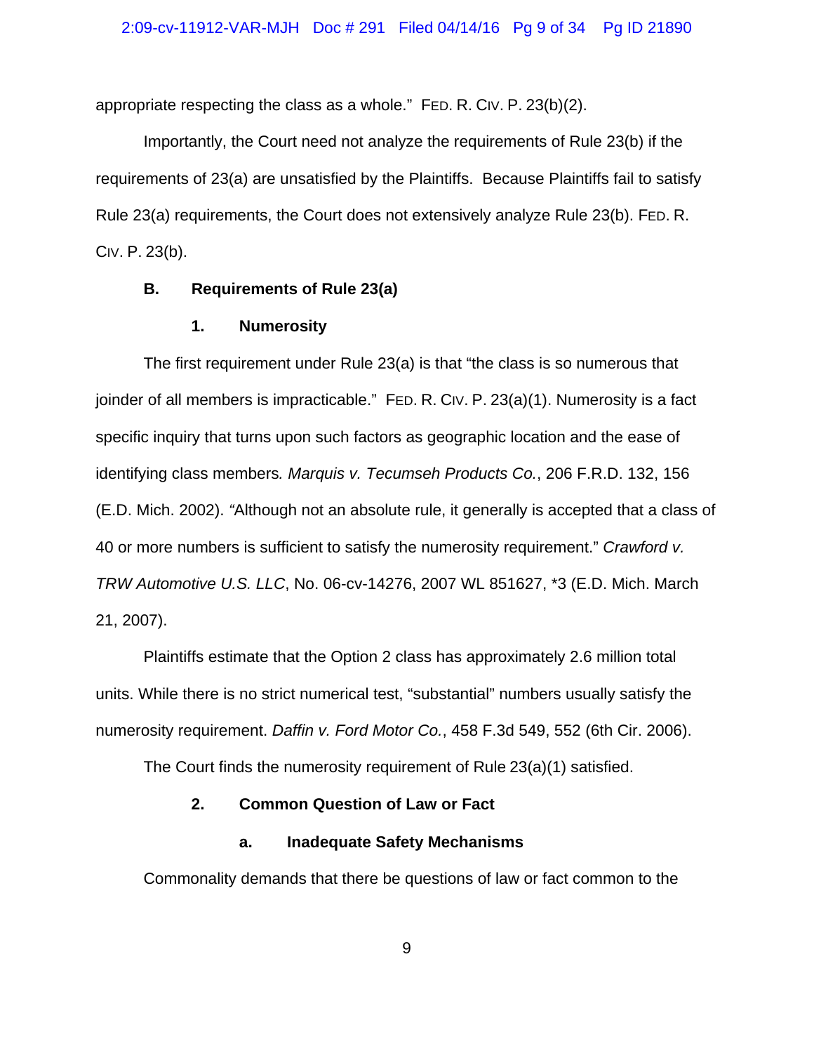appropriate respecting the class as a whole." FED. R. CIV. P. 23(b)(2).

Importantly, the Court need not analyze the requirements of Rule 23(b) if the requirements of 23(a) are unsatisfied by the Plaintiffs. Because Plaintiffs fail to satisfy Rule 23(a) requirements, the Court does not extensively analyze Rule 23(b). FED. R. CIV. P. 23(b).

### B. Requirements of Rule 23(a)

#### 1. Numerosity

The first requirement under Rule 23(a) is that "the class is so numerous that joinder of all members is impracticable." FED. R. CIV. P. 23(a)(1). Numerosity is a fact specific inquiry that turns upon such factors as geographic location and the ease of identifying class members*. Marquis v. Tecumseh Products Co.*, 206 F.R.D. 132, 156 (E.D. Mich. 2002). "Although not an absolute rule, it generally is accepted that a class of 40 or more numbers is sufficient to satisfy the numerosity requirement." *Crawford v. TRW Automotive U.S. LLC*, No. 06-cv-14276, 2007 WL 851627, *3 (E.D. Mich. March 21, 2007).

Plaintiffs estimate that the Option 2 class has approximately 2.6 million total units. While there is no strict numerical test, "substantial" numbers usually satisfy the numerosity requirement. *Daffin v. Ford Motor Co.*, 458 F.3d 549, 552 (6th Cir. 2006).

The Court finds the numerosity requirement of Rule 23(a)(1) satisfied.

#### 2. Common Question of Law or Fact

##### a. Inadequate Safety Mechanisms

Commonality demands that there be questions of law or fact common to the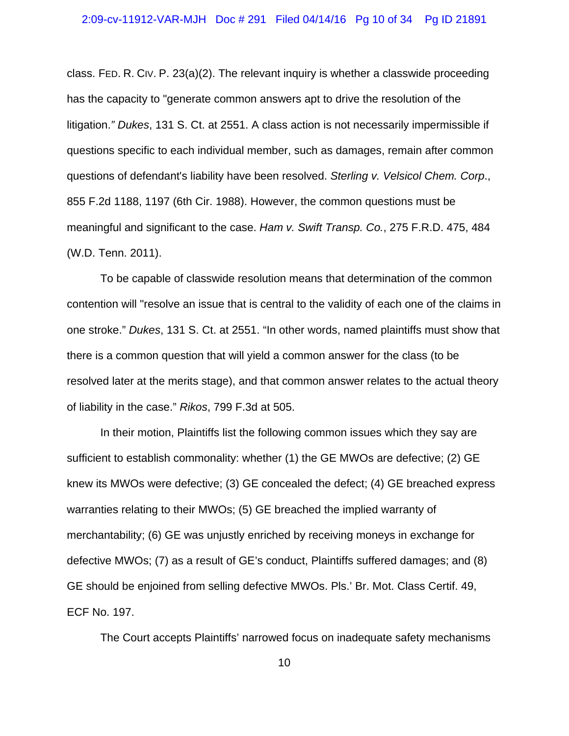class. FED. R. CIV. P. 23(a)(2). The relevant inquiry is whether a classwide proceeding has the capacity to "generate common answers apt to drive the resolution of the litigation." *Dukes*, 131 S. Ct. at 2551. A class action is not necessarily impermissible if questions specific to each individual member, such as damages, remain after common questions of defendant's liability have been resolved. *Sterling v. Velsicol Chem. Corp*., 855 F.2d 1188, 1197 (6th Cir. 1988). However, the common questions must be meaningful and significant to the case. *Ham v. Swift Transp. Co.*, 275 F.R.D. 475, 484 (W.D. Tenn. 2011).

To be capable of classwide resolution means that determination of the common contention will "resolve an issue that is central to the validity of each one of the claims in one stroke." *Dukes*, 131 S. Ct. at 2551. "In other words, named plaintiffs must show that there is a common question that will yield a common answer for the class (to be resolved later at the merits stage), and that common answer relates to the actual theory of liability in the case." *Rikos*, 799 F.3d at 505.

In their motion, Plaintiffs list the following common issues which they say are sufficient to establish commonality: whether (1) the GE MWOs are defective; (2) GE knew its MWOs were defective; (3) GE concealed the defect; (4) GE breached express warranties relating to their MWOs; (5) GE breached the implied warranty of merchantability; (6) GE was unjustly enriched by receiving moneys in exchange for defective MWOs; (7) as a result of GE's conduct, Plaintiffs suffered damages; and (8) GE should be enjoined from selling defective MWOs. Pls.' Br. Mot. Class Certif. 49, ECF No. 197.

The Court accepts Plaintiffs' narrowed focus on inadequate safety mechanisms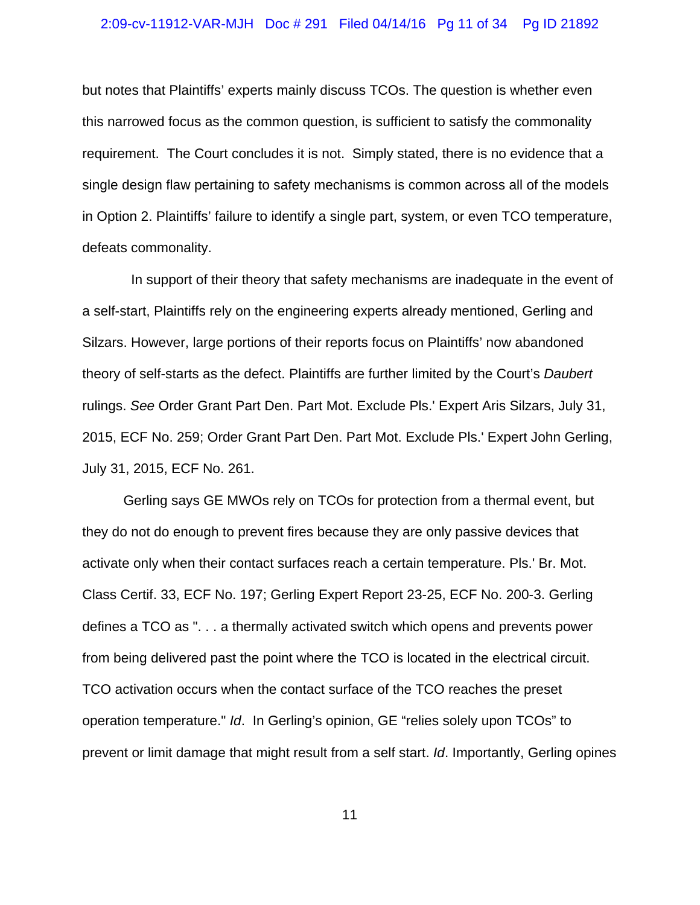but notes that Plaintiffs' experts mainly discuss TCOs. The question is whether even this narrowed focus as the common question, is sufficient to satisfy the commonality requirement. The Court concludes it is not. Simply stated, there is no evidence that a single design flaw pertaining to safety mechanisms is common across all of the models in Option 2. Plaintiffs' failure to identify a single part, system, or even TCO temperature, defeats commonality.

In support of their theory that safety mechanisms are inadequate in the event of a self-start, Plaintiffs rely on the engineering experts already mentioned, Gerling and Silzars. However, large portions of their reports focus on Plaintiffs' now abandoned theory of self-starts as the defect. Plaintiffs are further limited by the Court's *Daubert* rulings. *See* Order Grant Part Den. Part Mot. Exclude Pls.' Expert Aris Silzars, July 31, 2015, ECF No. 259; Order Grant Part Den. Part Mot. Exclude Pls.' Expert John Gerling, July 31, 2015, ECF No. 261.

Gerling says GE MWOs rely on TCOs for protection from a thermal event, but they do not do enough to prevent fires because they are only passive devices that activate only when their contact surfaces reach a certain temperature. Pls.' Br. Mot. Class Certif. 33, ECF No. 197; Gerling Expert Report 23-25, ECF No. 200-3. Gerling defines a TCO as ". . . a thermally activated switch which opens and prevents power from being delivered past the point where the TCO is located in the electrical circuit. TCO activation occurs when the contact surface of the TCO reaches the preset operation temperature." *Id*. In Gerling's opinion, GE "relies solely upon TCOs" to prevent or limit damage that might result from a self start. *Id*. Importantly, Gerling opines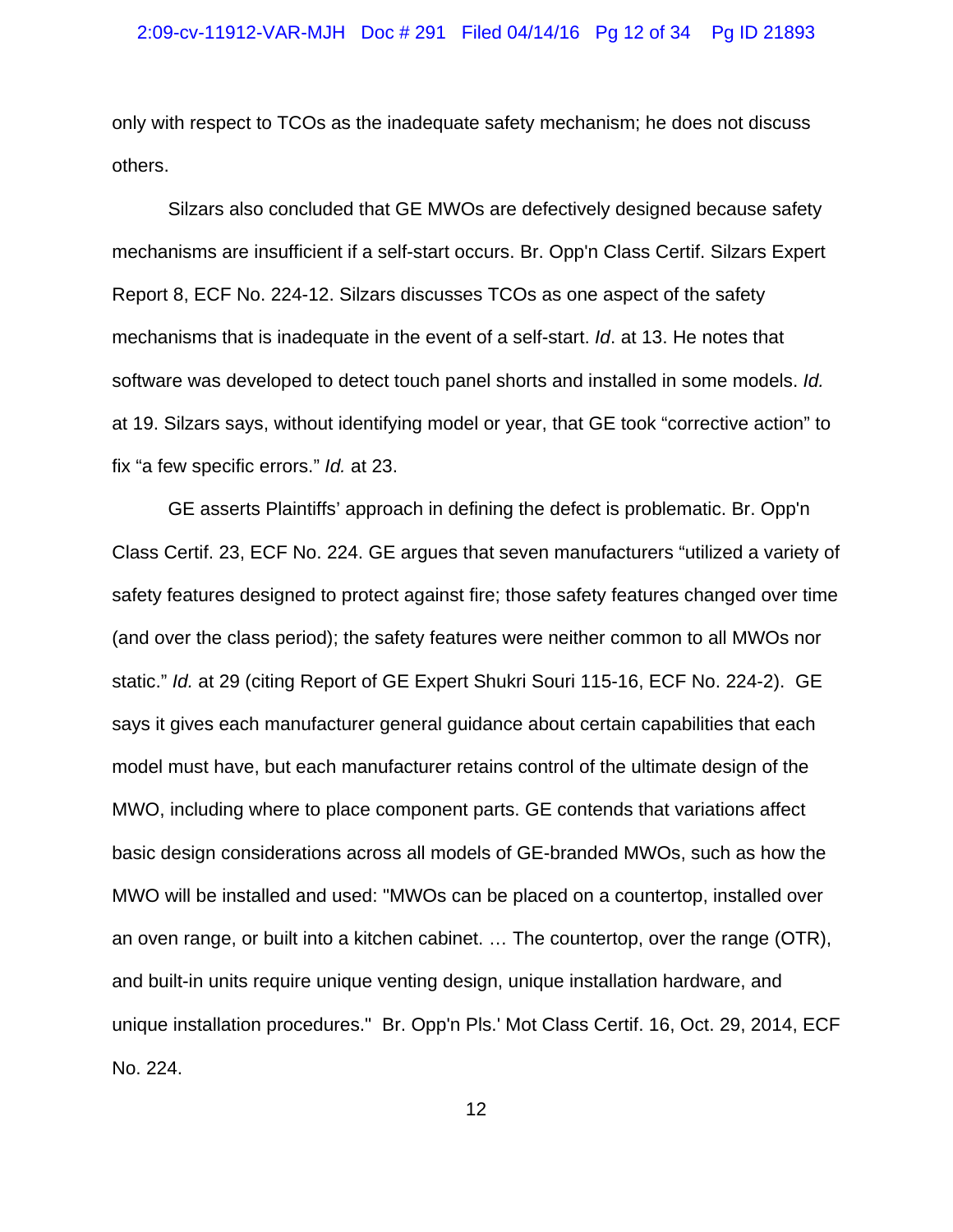only with respect to TCOs as the inadequate safety mechanism; he does not discuss others.

Silzars also concluded that GE MWOs are defectively designed because safety mechanisms are insufficient if a self-start occurs. Br. Opp'n Class Certif. Silzars Expert Report 8, ECF No. 224-12. Silzars discusses TCOs as one aspect of the safety mechanisms that is inadequate in the event of a self-start. *Id*. at 13. He notes that software was developed to detect touch panel shorts and installed in some models. *Id.* at 19. Silzars says, without identifying model or year, that GE took "corrective action" to fix "a few specific errors." *Id.* at 23.

GE asserts Plaintiffs' approach in defining the defect is problematic. Br. Opp'n Class Certif. 23, ECF No. 224. GE argues that seven manufacturers "utilized a variety of safety features designed to protect against fire; those safety features changed over time (and over the class period); the safety features were neither common to all MWOs nor static." *Id.* at 29 (citing Report of GE Expert Shukri Souri 115-16, ECF No. 224-2). GE says it gives each manufacturer general guidance about certain capabilities that each model must have, but each manufacturer retains control of the ultimate design of the MWO, including where to place component parts. GE contends that variations affect basic design considerations across all models of GE-branded MWOs, such as how the MWO will be installed and used: "MWOs can be placed on a countertop, installed over an oven range, or built into a kitchen cabinet. … The countertop, over the range (OTR), and built-in units require unique venting design, unique installation hardware, and unique installation procedures." Br. Opp'n Pls.' Mot Class Certif. 16, Oct. 29, 2014, ECF No. 224.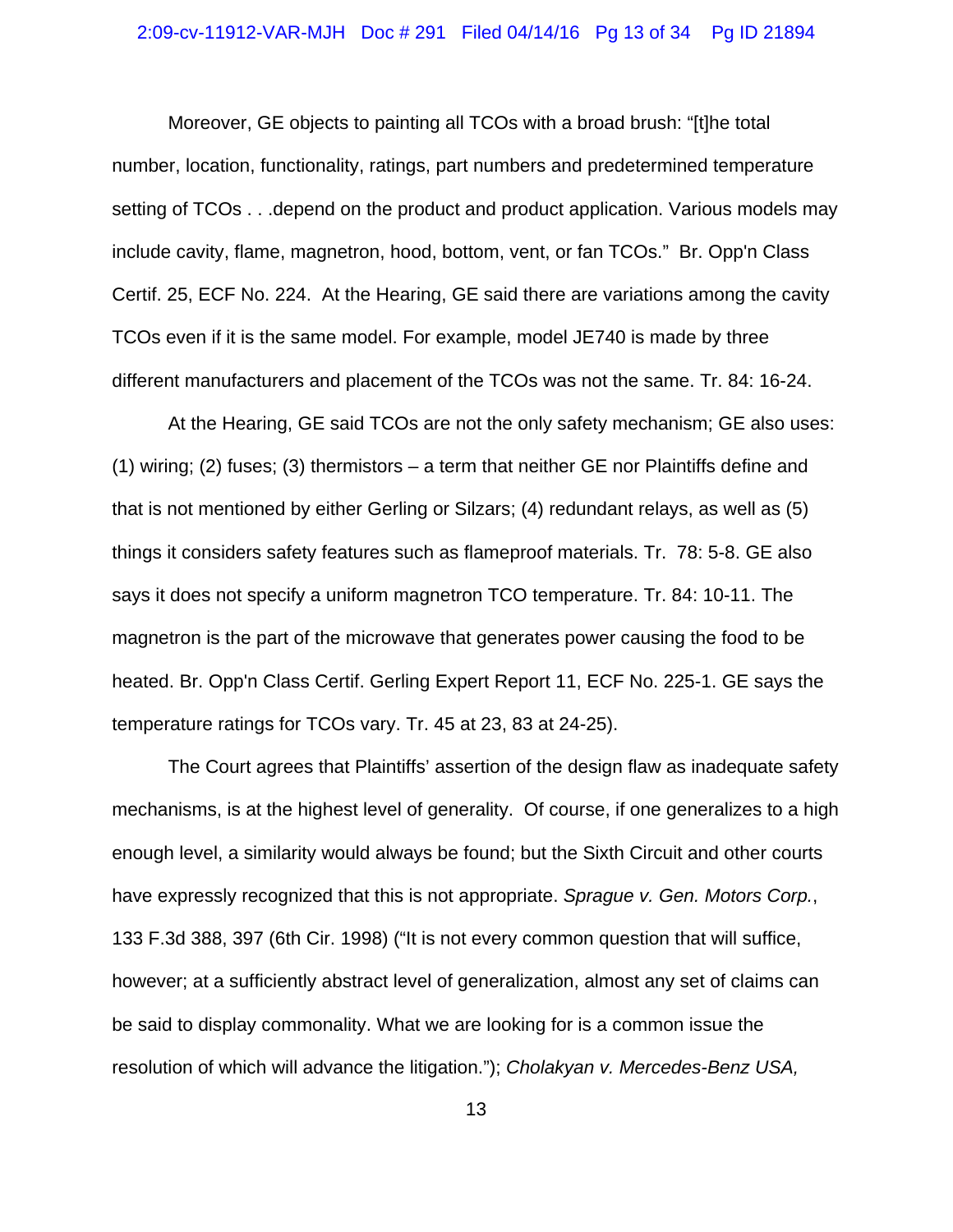Moreover, GE objects to painting all TCOs with a broad brush: "[t]he total number, location, functionality, ratings, part numbers and predetermined temperature setting of TCOs . . .depend on the product and product application. Various models may include cavity, flame, magnetron, hood, bottom, vent, or fan TCOs." Br. Opp'n Class Certif. 25, ECF No. 224. At the Hearing, GE said there are variations among the cavity TCOs even if it is the same model. For example, model JE740 is made by three different manufacturers and placement of the TCOs was not the same. Tr. 84: 16-24.

At the Hearing, GE said TCOs are not the only safety mechanism; GE also uses: (1) wiring; (2) fuses; (3) thermistors – a term that neither GE nor Plaintiffs define and that is not mentioned by either Gerling or Silzars; (4) redundant relays, as well as (5) things it considers safety features such as flameproof materials. Tr. 78: 5-8. GE also says it does not specify a uniform magnetron TCO temperature. Tr. 84: 10-11. The magnetron is the part of the microwave that generates power causing the food to be heated. Br. Opp'n Class Certif. Gerling Expert Report 11, ECF No. 225-1. GE says the temperature ratings for TCOs vary. Tr. 45 at 23, 83 at 24-25).

The Court agrees that Plaintiffs' assertion of the design flaw as inadequate safety mechanisms, is at the highest level of generality. Of course, if one generalizes to a high enough level, a similarity would always be found; but the Sixth Circuit and other courts have expressly recognized that this is not appropriate. *Sprague v. Gen. Motors Corp.*, 133 F.3d 388, 397 (6th Cir. 1998) ("It is not every common question that will suffice, however; at a sufficiently abstract level of generalization, almost any set of claims can be said to display commonality. What we are looking for is a common issue the resolution of which will advance the litigation."); *Cholakyan v. Mercedes-Benz USA,*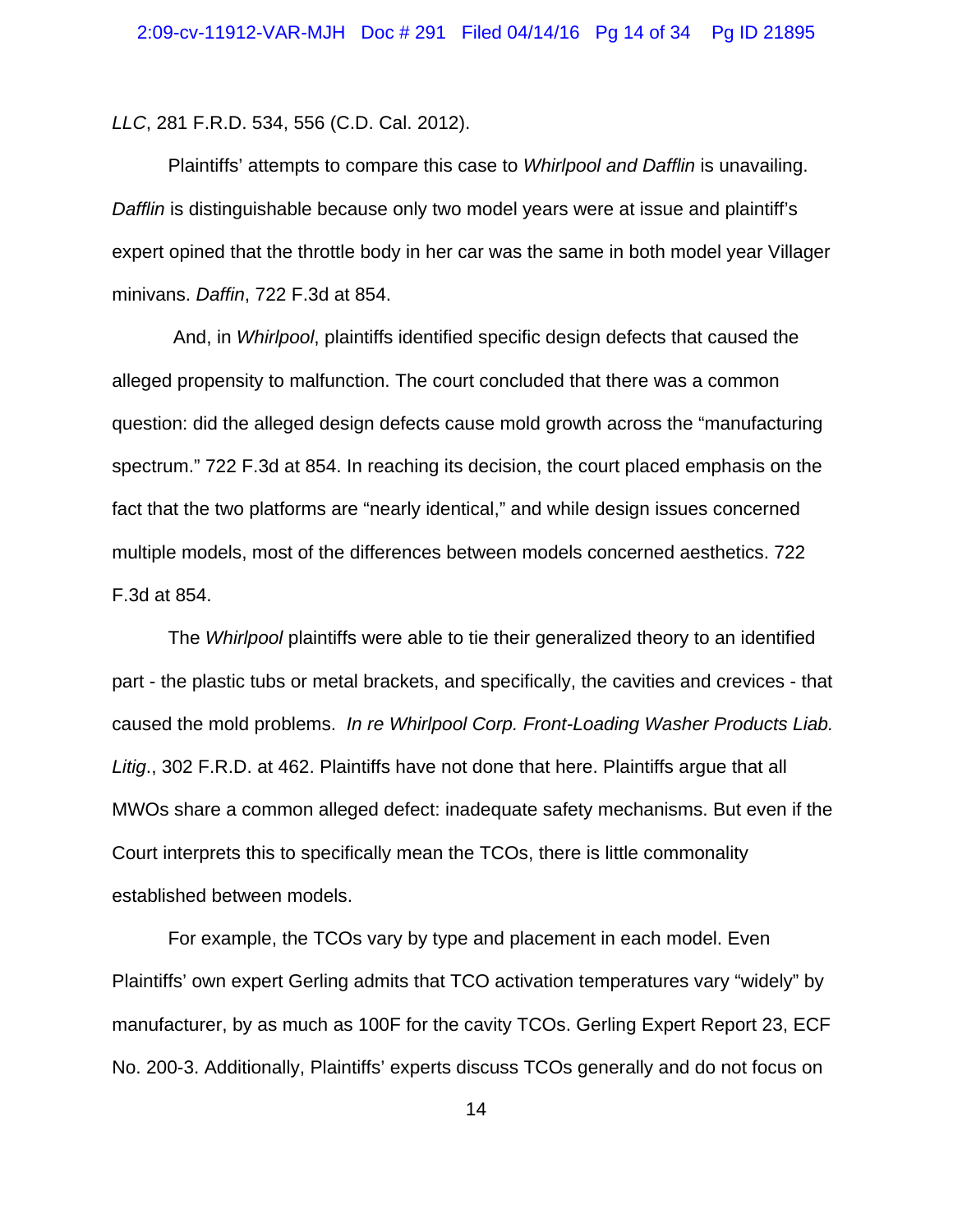*LLC*, 281 F.R.D. 534, 556 (C.D. Cal. 2012).

Plaintiffs' attempts to compare this case to *Whirlpool and Dafflin* is unavailing. *Dafflin* is distinguishable because only two model years were at issue and plaintiff's expert opined that the throttle body in her car was the same in both model year Villager minivans. *Daffin*, 722 F.3d at 854.

And, in *Whirlpool*, plaintiffs identified specific design defects that caused the alleged propensity to malfunction. The court concluded that there was a common question: did the alleged design defects cause mold growth across the "manufacturing spectrum." 722 F.3d at 854. In reaching its decision, the court placed emphasis on the fact that the two platforms are "nearly identical," and while design issues concerned multiple models, most of the differences between models concerned aesthetics. 722 F.3d at 854.

The *Whirlpool* plaintiffs were able to tie their generalized theory to an identified part - the plastic tubs or metal brackets, and specifically, the cavities and crevices - that caused the mold problems. *In re Whirlpool Corp. Front-Loading Washer Products Liab. Litig*., 302 F.R.D. at 462. Plaintiffs have not done that here. Plaintiffs argue that all MWOs share a common alleged defect: inadequate safety mechanisms. But even if the Court interprets this to specifically mean the TCOs, there is little commonality established between models.

For example, the TCOs vary by type and placement in each model. Even Plaintiffs' own expert Gerling admits that TCO activation temperatures vary "widely" by manufacturer, by as much as 100F for the cavity TCOs. Gerling Expert Report 23, ECF No. 200-3. Additionally, Plaintiffs' experts discuss TCOs generally and do not focus on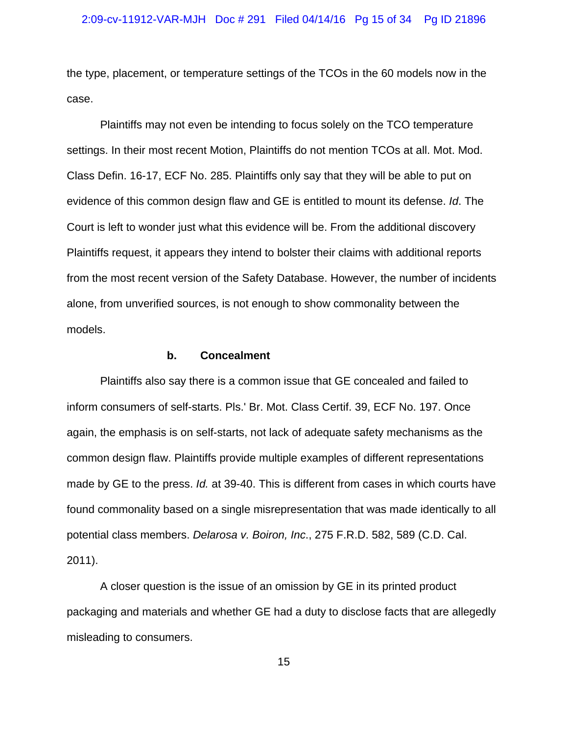the type, placement, or temperature settings of the TCOs in the 60 models now in the case.

Plaintiffs may not even be intending to focus solely on the TCO temperature settings. In their most recent Motion, Plaintiffs do not mention TCOs at all. Mot. Mod. Class Defin. 16-17, ECF No. 285. Plaintiffs only say that they will be able to put on evidence of this common design flaw and GE is entitled to mount its defense. *Id*. The Court is left to wonder just what this evidence will be. From the additional discovery Plaintiffs request, it appears they intend to bolster their claims with additional reports from the most recent version of the Safety Database. However, the number of incidents alone, from unverified sources, is not enough to show commonality between the models.

**b. Concealment**

Plaintiffs also say there is a common issue that GE concealed and failed to inform consumers of self-starts. Pls.' Br. Mot. Class Certif. 39, ECF No. 197. Once again, the emphasis is on self-starts, not lack of adequate safety mechanisms as the common design flaw. Plaintiffs provide multiple examples of different representations made by GE to the press. *Id.* at 39-40. This is different from cases in which courts have found commonality based on a single misrepresentation that was made identically to all potential class members. *Delarosa v. Boiron, Inc*., 275 F.R.D. 582, 589 (C.D. Cal. 2011).

A closer question is the issue of an omission by GE in its printed product packaging and materials and whether GE had a duty to disclose facts that are allegedly misleading to consumers.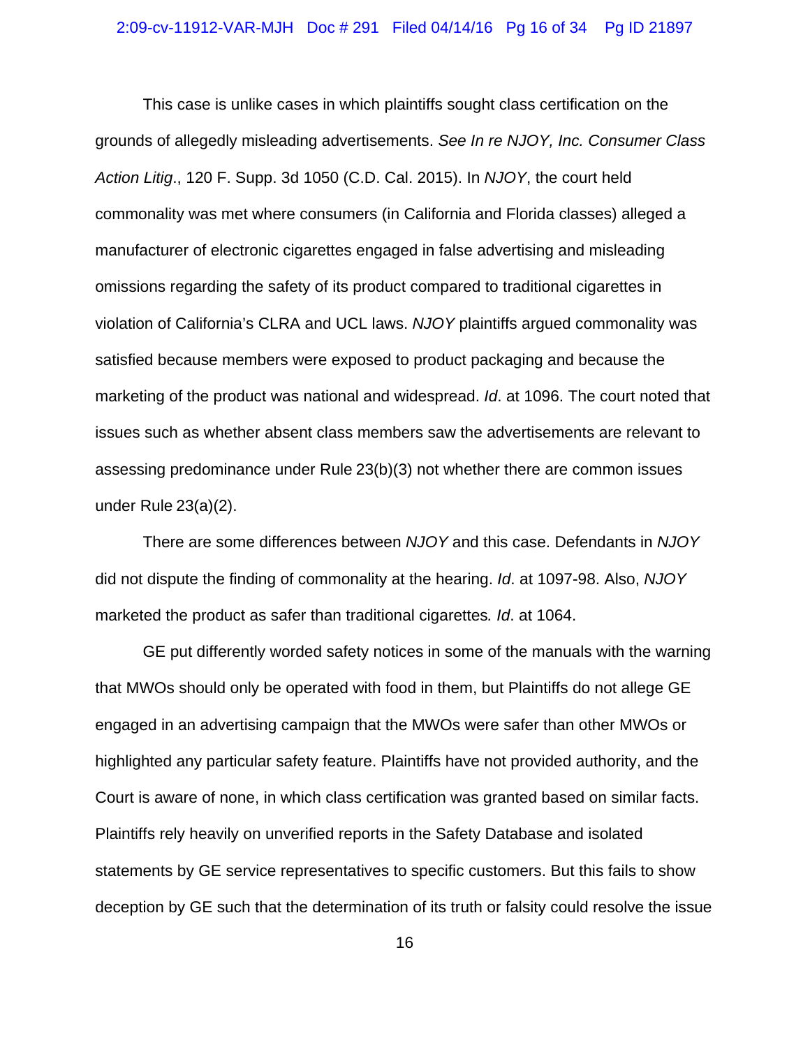This case is unlike cases in which plaintiffs sought class certification on the grounds of allegedly misleading advertisements. *See In re NJOY, Inc. Consumer Class Action Litig*., 120 F. Supp. 3d 1050 (C.D. Cal. 2015). In *NJOY*, the court held commonality was met where consumers (in California and Florida classes) alleged a manufacturer of electronic cigarettes engaged in false advertising and misleading omissions regarding the safety of its product compared to traditional cigarettes in violation of California's CLRA and UCL laws. *NJOY* plaintiffs argued commonality was satisfied because members were exposed to product packaging and because the marketing of the product was national and widespread. *Id*. at 1096. The court noted that issues such as whether absent class members saw the advertisements are relevant to assessing predominance under Rule 23(b)(3) not whether there are common issues under Rule 23(a)(2).

There are some differences between *NJOY* and this case. Defendants in *NJOY* did not dispute the finding of commonality at the hearing. *Id*. at 1097-98. Also, *NJOY* marketed the product as safer than traditional cigarettes*. Id*. at 1064.

GE put differently worded safety notices in some of the manuals with the warning that MWOs should only be operated with food in them, but Plaintiffs do not allege GE engaged in an advertising campaign that the MWOs were safer than other MWOs or highlighted any particular safety feature. Plaintiffs have not provided authority, and the Court is aware of none, in which class certification was granted based on similar facts. Plaintiffs rely heavily on unverified reports in the Safety Database and isolated statements by GE service representatives to specific customers. But this fails to show deception by GE such that the determination of its truth or falsity could resolve the issue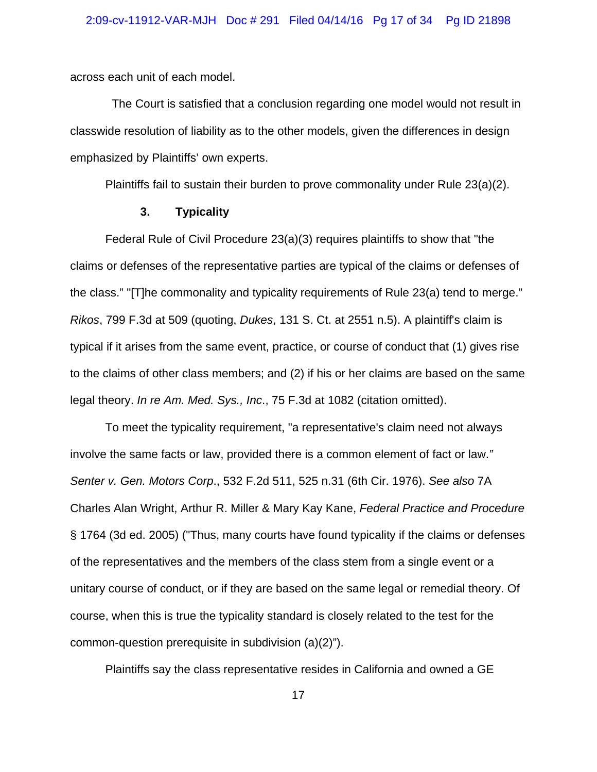across each unit of each model.

The Court is satisfied that a conclusion regarding one model would not result in classwide resolution of liability as to the other models, given the differences in design emphasized by Plaintiffs' own experts.

Plaintiffs fail to sustain their burden to prove commonality under Rule 23(a)(2).

### 3. Typicality

Federal Rule of Civil Procedure 23(a)(3) requires plaintiffs to show that "the claims or defenses of the representative parties are typical of the claims or defenses of the class." "[T]he commonality and typicality requirements of Rule 23(a) tend to merge." *Rikos*, 799 F.3d at 509 (quoting, *Dukes*, 131 S. Ct. at 2551 n.5). A plaintiff's claim is typical if it arises from the same event, practice, or course of conduct that (1) gives rise to the claims of other class members; and (2) if his or her claims are based on the same legal theory. *In re Am. Med. Sys., Inc*., 75 F.3d at 1082 (citation omitted).

To meet the typicality requirement, "a representative's claim need not always involve the same facts or law, provided there is a common element of fact or law." *Senter v. Gen. Motors Corp*., 532 F.2d 511, 525 n.31 (6th Cir. 1976). *See also* 7A Charles Alan Wright, Arthur R. Miller & Mary Kay Kane, *Federal Practice and Procedure* § 1764 (3d ed. 2005) ("Thus, many courts have found typicality if the claims or defenses of the representatives and the members of the class stem from a single event or a unitary course of conduct, or if they are based on the same legal or remedial theory. Of course, when this is true the typicality standard is closely related to the test for the common-question prerequisite in subdivision (a)(2)").

Plaintiffs say the class representative resides in California and owned a GE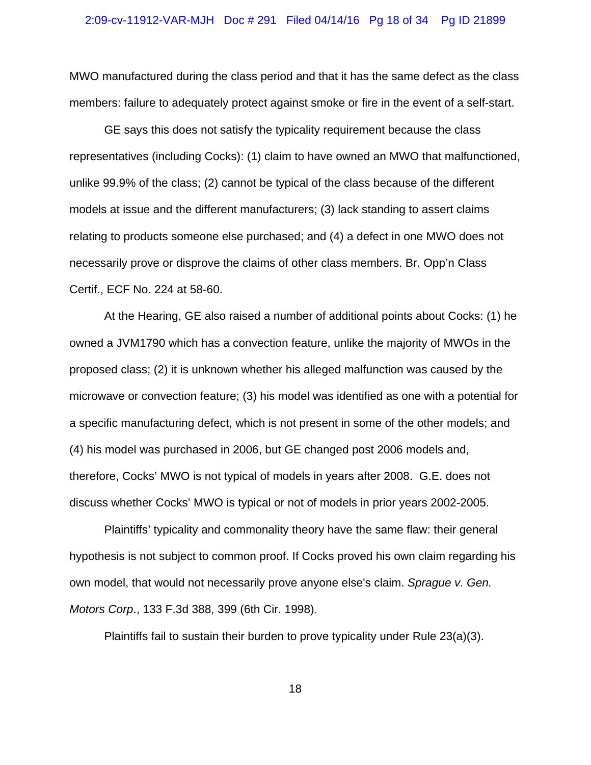MWO manufactured during the class period and that it has the same defect as the class members: failure to adequately protect against smoke or fire in the event of a self-start.

GE says this does not satisfy the typicality requirement because the class representatives (including Cocks): (1) claim to have owned an MWO that malfunctioned, unlike 99.9% of the class; (2) cannot be typical of the class because of the different models at issue and the different manufacturers; (3) lack standing to assert claims relating to products someone else purchased; and (4) a defect in one MWO does not necessarily prove or disprove the claims of other class members. Br. Opp'n Class Certif., ECF No. 224 at 58-60.

At the Hearing, GE also raised a number of additional points about Cocks: (1) he owned a JVM1790 which has a convection feature, unlike the majority of MWOs in the proposed class; (2) it is unknown whether his alleged malfunction was caused by the microwave or convection feature; (3) his model was identified as one with a potential for a specific manufacturing defect, which is not present in some of the other models; and (4) his model was purchased in 2006, but GE changed post 2006 models and, therefore, Cocks' MWO is not typical of models in years after 2008. G.E. does not discuss whether Cocks' MWO is typical or not of models in prior years 2002-2005.

Plaintiffs' typicality and commonality theory have the same flaw: their general hypothesis is not subject to common proof. If Cocks proved his own claim regarding his own model, that would not necessarily prove anyone else's claim. *Sprague v. Gen. Motors Corp*., 133 F.3d 388, 399 (6th Cir. 1998).

Plaintiffs fail to sustain their burden to prove typicality under Rule 23(a)(3).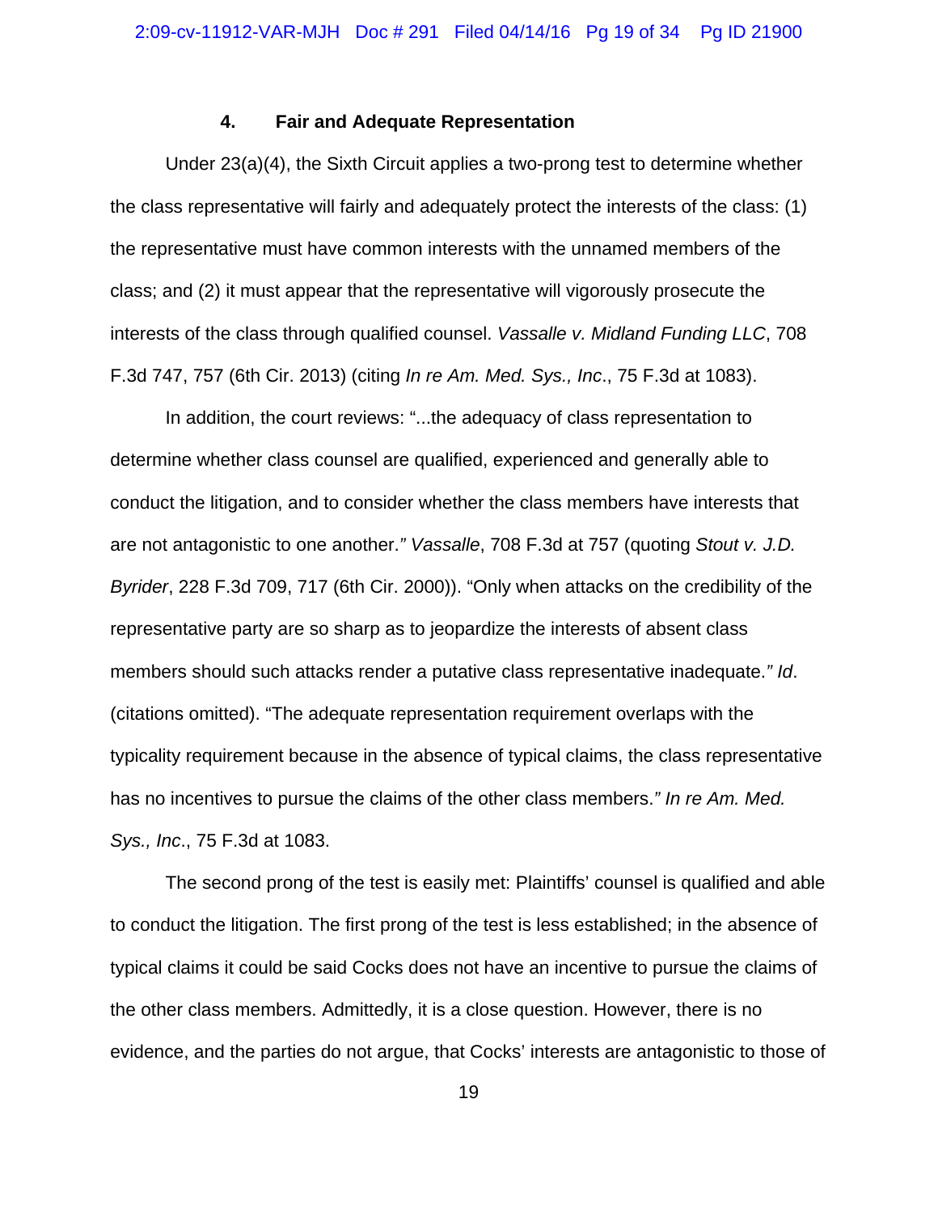### 4. Fair and Adequate Representation

Under 23(a)(4), the Sixth Circuit applies a two-prong test to determine whether the class representative will fairly and adequately protect the interests of the class: (1) the representative must have common interests with the unnamed members of the class; and (2) it must appear that the representative will vigorously prosecute the interests of the class through qualified counsel. *Vassalle v. Midland Funding LLC*, 708 F.3d 747, 757 (6th Cir. 2013) (citing *In re Am. Med. Sys., Inc*., 75 F.3d at 1083).

In addition, the court reviews: "...the adequacy of class representation to determine whether class counsel are qualified, experienced and generally able to conduct the litigation, and to consider whether the class members have interests that are not antagonistic to one another." *Vassalle*, 708 F.3d at 757 (quoting *Stout v. J.D. Byrider*, 228 F.3d 709, 717 (6th Cir. 2000)). "Only when attacks on the credibility of the representative party are so sharp as to jeopardize the interests of absent class members should such attacks render a putative class representative inadequate." *Id*. (citations omitted). "The adequate representation requirement overlaps with the typicality requirement because in the absence of typical claims, the class representative has no incentives to pursue the claims of the other class members." *In re Am. Med. Sys., Inc*., 75 F.3d at 1083.

The second prong of the test is easily met: Plaintiffs' counsel is qualified and able to conduct the litigation. The first prong of the test is less established; in the absence of typical claims it could be said Cocks does not have an incentive to pursue the claims of the other class members. Admittedly, it is a close question. However, there is no evidence, and the parties do not argue, that Cocks' interests are antagonistic to those of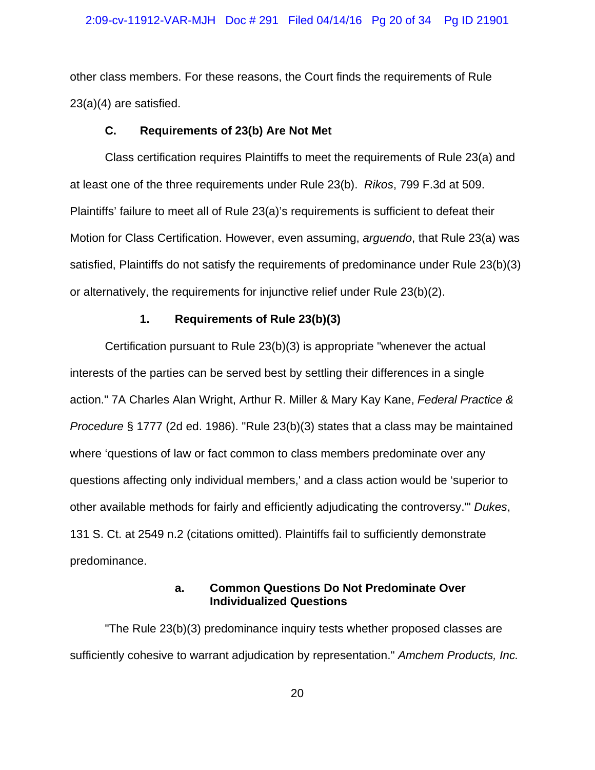other class members. For these reasons, the Court finds the requirements of Rule 23(a)(4) are satisfied.

### C. Requirements of 23(b) Are Not Met

Class certification requires Plaintiffs to meet the requirements of Rule 23(a) and at least one of the three requirements under Rule 23(b). *Rikos*, 799 F.3d at 509. Plaintiffs' failure to meet all of Rule 23(a)'s requirements is sufficient to defeat their Motion for Class Certification. However, even assuming, *arguendo*, that Rule 23(a) was satisfied, Plaintiffs do not satisfy the requirements of predominance under Rule 23(b)(3) or alternatively, the requirements for injunctive relief under Rule 23(b)(2).

#### 1. Requirements of Rule 23(b)(3)

Certification pursuant to Rule 23(b)(3) is appropriate "whenever the actual interests of the parties can be served best by settling their differences in a single action." 7A Charles Alan Wright, Arthur R. Miller & Mary Kay Kane, *Federal Practice & Procedure* § 1777 (2d ed. 1986). "Rule 23(b)(3) states that a class may be maintained where 'questions of law or fact common to class members predominate over any questions affecting only individual members,' and a class action would be 'superior to other available methods for fairly and efficiently adjudicating the controversy.'" *Dukes*, 131 S. Ct. at 2549 n.2 (citations omitted). Plaintiffs fail to sufficiently demonstrate predominance.

##### a. Common Questions Do Not Predominate Over Individualized Questions

"The Rule 23(b)(3) predominance inquiry tests whether proposed classes are sufficiently cohesive to warrant adjudication by representation." *Amchem Products, Inc.*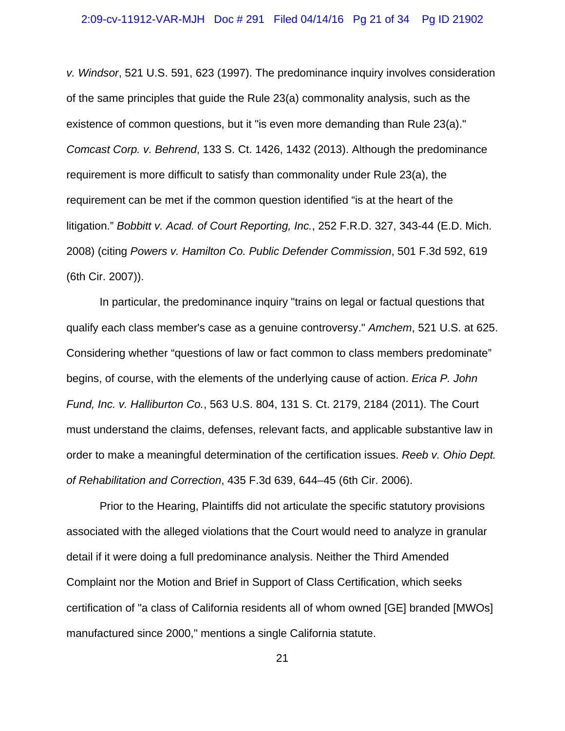*v. Windsor*, 521 U.S. 591, 623 (1997). The predominance inquiry involves consideration of the same principles that guide the Rule 23(a) commonality analysis, such as the existence of common questions, but it "is even more demanding than Rule 23(a)." *Comcast Corp. v. Behrend*, 133 S. Ct. 1426, 1432 (2013). Although the predominance requirement is more difficult to satisfy than commonality under Rule 23(a), the requirement can be met if the common question identified "is at the heart of the litigation." *Bobbitt v. Acad. of Court Reporting, Inc.*, 252 F.R.D. 327, 343-44 (E.D. Mich. 2008) (citing *Powers v. Hamilton Co. Public Defender Commission*, 501 F.3d 592, 619 (6th Cir. 2007)).

In particular, the predominance inquiry "trains on legal or factual questions that qualify each class member's case as a genuine controversy." *Amchem*, 521 U.S. at 625. Considering whether "questions of law or fact common to class members predominate" begins, of course, with the elements of the underlying cause of action. *Erica P. John Fund, Inc. v. Halliburton Co.*, 563 U.S. 804, 131 S. Ct. 2179, 2184 (2011). The Court must understand the claims, defenses, relevant facts, and applicable substantive law in order to make a meaningful determination of the certification issues. *Reeb v. Ohio Dept. of Rehabilitation and Correction*, 435 F.3d 639, 644–45 (6th Cir. 2006).

Prior to the Hearing, Plaintiffs did not articulate the specific statutory provisions associated with the alleged violations that the Court would need to analyze in granular detail if it were doing a full predominance analysis. Neither the Third Amended Complaint nor the Motion and Brief in Support of Class Certification, which seeks certification of "a class of California residents all of whom owned [GE] branded [MWOs] manufactured since 2000," mentions a single California statute.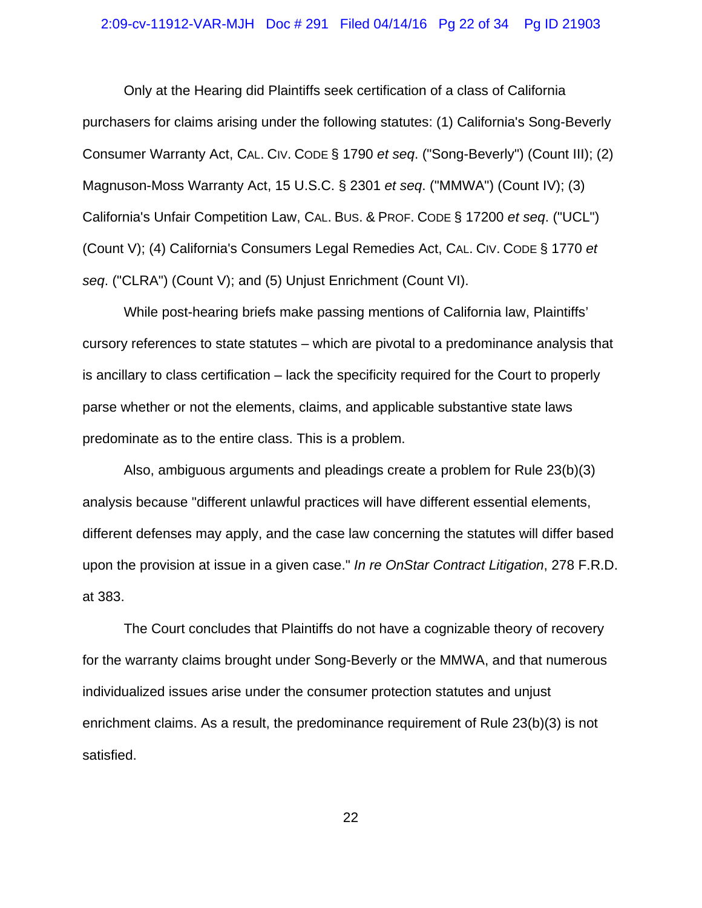Only at the Hearing did Plaintiffs seek certification of a class of California purchasers for claims arising under the following statutes: (1) California's Song-Beverly Consumer Warranty Act, CAL. CIV. CODE § 1790 *et seq*. ("Song-Beverly") (Count III); (2) Magnuson-Moss Warranty Act, 15 U.S.C. § 2301 *et seq*. ("MMWA") (Count IV); (3) California's Unfair Competition Law, CAL. BUS. & PROF. CODE § 17200 *et seq*. ("UCL") (Count V); (4) California's Consumers Legal Remedies Act, CAL. CIV. CODE § 1770 *et seq*. ("CLRA") (Count V); and (5) Unjust Enrichment (Count VI).

While post-hearing briefs make passing mentions of California law, Plaintiffs' cursory references to state statutes – which are pivotal to a predominance analysis that is ancillary to class certification – lack the specificity required for the Court to properly parse whether or not the elements, claims, and applicable substantive state laws predominate as to the entire class. This is a problem.

Also, ambiguous arguments and pleadings create a problem for Rule 23(b)(3) analysis because "different unlawful practices will have different essential elements, different defenses may apply, and the case law concerning the statutes will differ based upon the provision at issue in a given case." *In re OnStar Contract Litigation*, 278 F.R.D. at 383.

The Court concludes that Plaintiffs do not have a cognizable theory of recovery for the warranty claims brought under Song-Beverly or the MMWA, and that numerous individualized issues arise under the consumer protection statutes and unjust enrichment claims. As a result, the predominance requirement of Rule 23(b)(3) is not satisfied.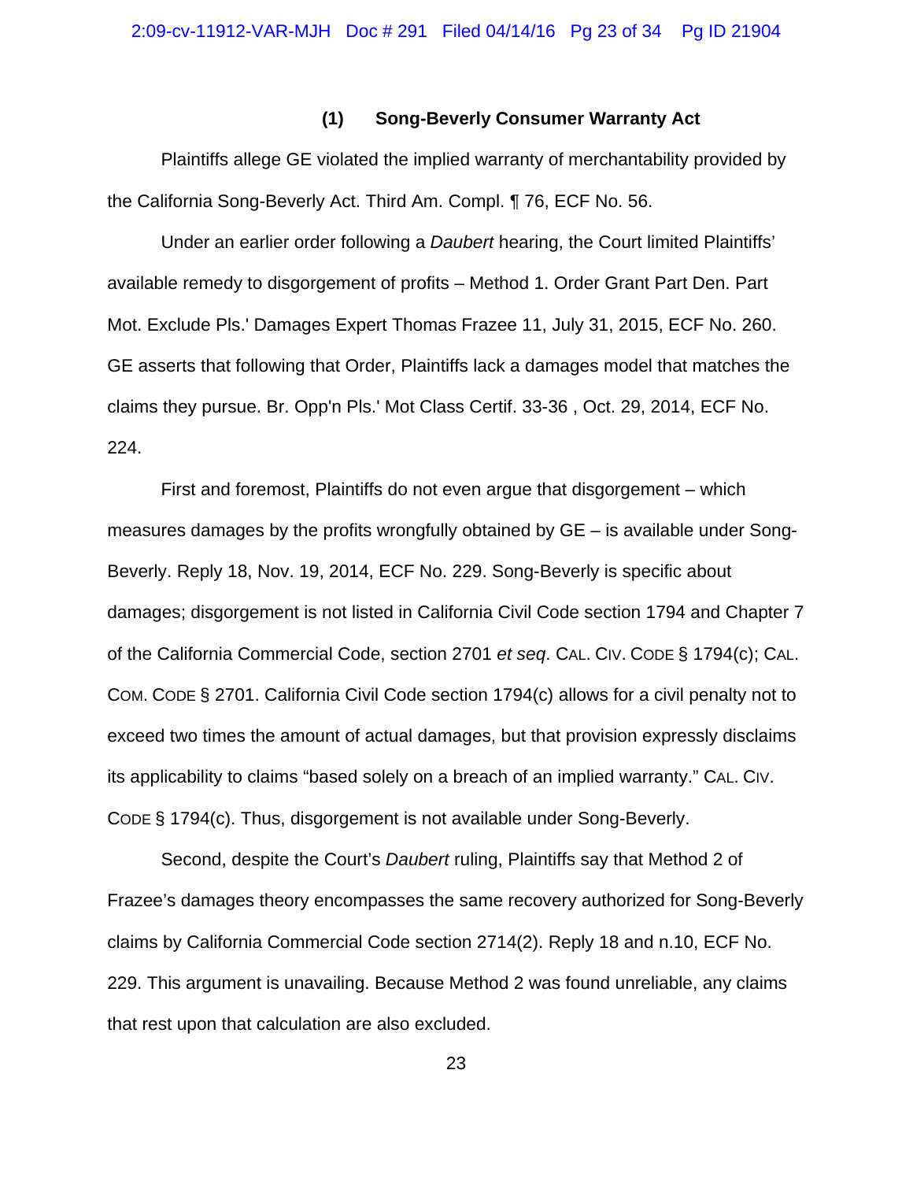### (1) Song-Beverly Consumer Warranty Act

Plaintiffs allege GE violated the implied warranty of merchantability provided by the California Song-Beverly Act. Third Am. Compl. ¶ 76, ECF No. 56.

Under an earlier order following a *Daubert* hearing, the Court limited Plaintiffs' available remedy to disgorgement of profits – Method 1. Order Grant Part Den. Part Mot. Exclude Pls.' Damages Expert Thomas Frazee 11, July 31, 2015, ECF No. 260. GE asserts that following that Order, Plaintiffs lack a damages model that matches the claims they pursue. Br. Opp'n Pls.' Mot Class Certif. 33-36 , Oct. 29, 2014, ECF No. 224.

First and foremost, Plaintiffs do not even argue that disgorgement – which measures damages by the profits wrongfully obtained by GE – is available under Song-Beverly. Reply 18, Nov. 19, 2014, ECF No. 229. Song-Beverly is specific about damages; disgorgement is not listed in California Civil Code section 1794 and Chapter 7 of the California Commercial Code, section 2701 *et seq*. CAL. CIV. CODE § 1794(c); CAL. COM. CODE § 2701. California Civil Code section 1794(c) allows for a civil penalty not to exceed two times the amount of actual damages, but that provision expressly disclaims its applicability to claims "based solely on a breach of an implied warranty." CAL. CIV. CODE § 1794(c). Thus, disgorgement is not available under Song-Beverly.

Second, despite the Court's *Daubert* ruling, Plaintiffs say that Method 2 of Frazee's damages theory encompasses the same recovery authorized for Song-Beverly claims by California Commercial Code section 2714(2). Reply 18 and n.10, ECF No. 229. This argument is unavailing. Because Method 2 was found unreliable, any claims that rest upon that calculation are also excluded.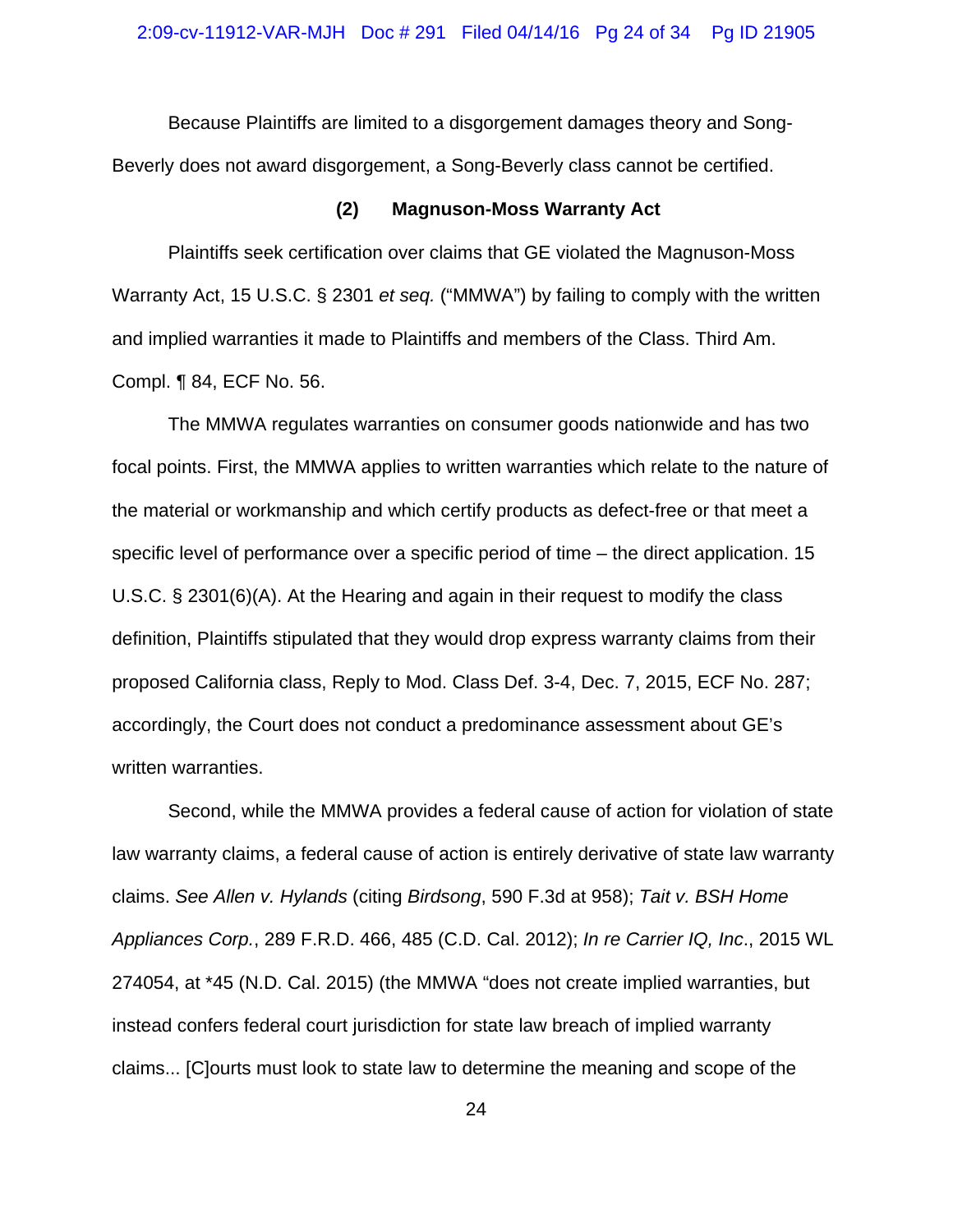Because Plaintiffs are limited to a disgorgement damages theory and Song-Beverly does not award disgorgement, a Song-Beverly class cannot be certified.

**(2) Magnuson-Moss Warranty Act**

Plaintiffs seek certification over claims that GE violated the Magnuson-Moss Warranty Act, 15 U.S.C. § 2301 *et seq.* ("MMWA") by failing to comply with the written and implied warranties it made to Plaintiffs and members of the Class. Third Am. Compl. ¶ 84, ECF No. 56.

The MMWA regulates warranties on consumer goods nationwide and has two focal points. First, the MMWA applies to written warranties which relate to the nature of the material or workmanship and which certify products as defect-free or that meet a specific level of performance over a specific period of time – the direct application. 15 U.S.C. § 2301(6)(A). At the Hearing and again in their request to modify the class definition, Plaintiffs stipulated that they would drop express warranty claims from their proposed California class, Reply to Mod. Class Def. 3-4, Dec. 7, 2015, ECF No. 287; accordingly, the Court does not conduct a predominance assessment about GE's written warranties.

Second, while the MMWA provides a federal cause of action for violation of state law warranty claims, a federal cause of action is entirely derivative of state law warranty claims. *See Allen v. Hylands* (citing *Birdsong*, 590 F.3d at 958); *Tait v. BSH Home Appliances Corp.*, 289 F.R.D. 466, 485 (C.D. Cal. 2012); *In re Carrier IQ, Inc*., 2015 WL 274054, at *45 (N.D. Cal. 2015) (the MMWA "does not create implied warranties, but instead confers federal court jurisdiction for state law breach of implied warranty claims... [C]ourts must look to state law to determine the meaning and scope of the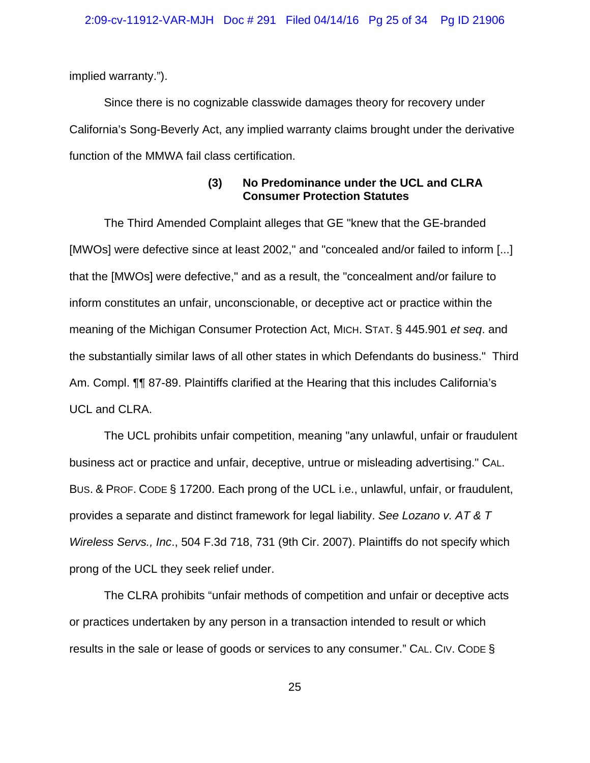implied warranty.").

Since there is no cognizable classwide damages theory for recovery under California's Song-Beverly Act, any implied warranty claims brought under the derivative function of the MMWA fail class certification.

### (3) No Predominance under the UCL and CLRA Consumer Protection Statutes

The Third Amended Complaint alleges that GE "knew that the GE-branded [MWOs] were defective since at least 2002," and "concealed and/or failed to inform [...] that the [MWOs] were defective," and as a result, the "concealment and/or failure to inform constitutes an unfair, unconscionable, or deceptive act or practice within the meaning of the Michigan Consumer Protection Act, MICH. STAT. § 445.901 *et seq*. and the substantially similar laws of all other states in which Defendants do business." Third Am. Compl. ¶¶ 87-89. Plaintiffs clarified at the Hearing that this includes California's UCL and CLRA.

The UCL prohibits unfair competition, meaning "any unlawful, unfair or fraudulent business act or practice and unfair, deceptive, untrue or misleading advertising." CAL. BUS. & PROF. CODE § 17200. Each prong of the UCL i.e., unlawful, unfair, or fraudulent, provides a separate and distinct framework for legal liability. *See Lozano v. AT & T Wireless Servs., Inc*., 504 F.3d 718, 731 (9th Cir. 2007). Plaintiffs do not specify which prong of the UCL they seek relief under.

The CLRA prohibits "unfair methods of competition and unfair or deceptive acts or practices undertaken by any person in a transaction intended to result or which results in the sale or lease of goods or services to any consumer." CAL. CIV. CODE §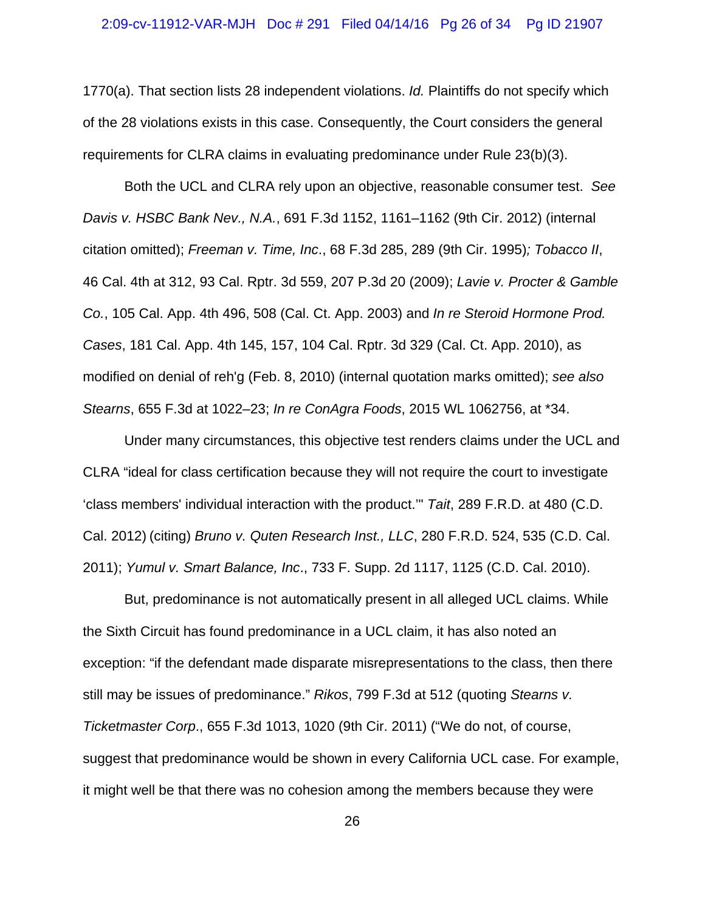1770(a). That section lists 28 independent violations. *Id.* Plaintiffs do not specify which of the 28 violations exists in this case. Consequently, the Court considers the general requirements for CLRA claims in evaluating predominance under Rule 23(b)(3).

Both the UCL and CLRA rely upon an objective, reasonable consumer test. *See Davis v. HSBC Bank Nev., N.A.*, 691 F.3d 1152, 1161–1162 (9th Cir. 2012) (internal citation omitted); *Freeman v. Time, Inc*., 68 F.3d 285, 289 (9th Cir. 1995)*; Tobacco II*, 46 Cal. 4th at 312, 93 Cal. Rptr. 3d 559, 207 P.3d 20 (2009); *Lavie v. Procter & Gamble Co.*, 105 Cal. App. 4th 496, 508 (Cal. Ct. App. 2003) and *In re Steroid Hormone Prod. Cases*, 181 Cal. App. 4th 145, 157, 104 Cal. Rptr. 3d 329 (Cal. Ct. App. 2010), as modified on denial of reh'g (Feb. 8, 2010) (internal quotation marks omitted); *see also Stearns*, 655 F.3d at 1022–23; *In re ConAgra Foods*, 2015 WL 1062756, at *34.

Under many circumstances, this objective test renders claims under the UCL and CLRA "ideal for class certification because they will not require the court to investigate 'class members' individual interaction with the product.'" *Tait*, 289 F.R.D. at 480 (C.D. Cal. 2012) (citing) *Bruno v. Quten Research Inst., LLC*, 280 F.R.D. 524, 535 (C.D. Cal. 2011); *Yumul v. Smart Balance, Inc*., 733 F. Supp. 2d 1117, 1125 (C.D. Cal. 2010).

But, predominance is not automatically present in all alleged UCL claims. While the Sixth Circuit has found predominance in a UCL claim, it has also noted an exception: "if the defendant made disparate misrepresentations to the class, then there still may be issues of predominance." *Rikos*, 799 F.3d at 512 (quoting *Stearns v. Ticketmaster Corp*., 655 F.3d 1013, 1020 (9th Cir. 2011) ("We do not, of course, suggest that predominance would be shown in every California UCL case. For example, it might well be that there was no cohesion among the members because they were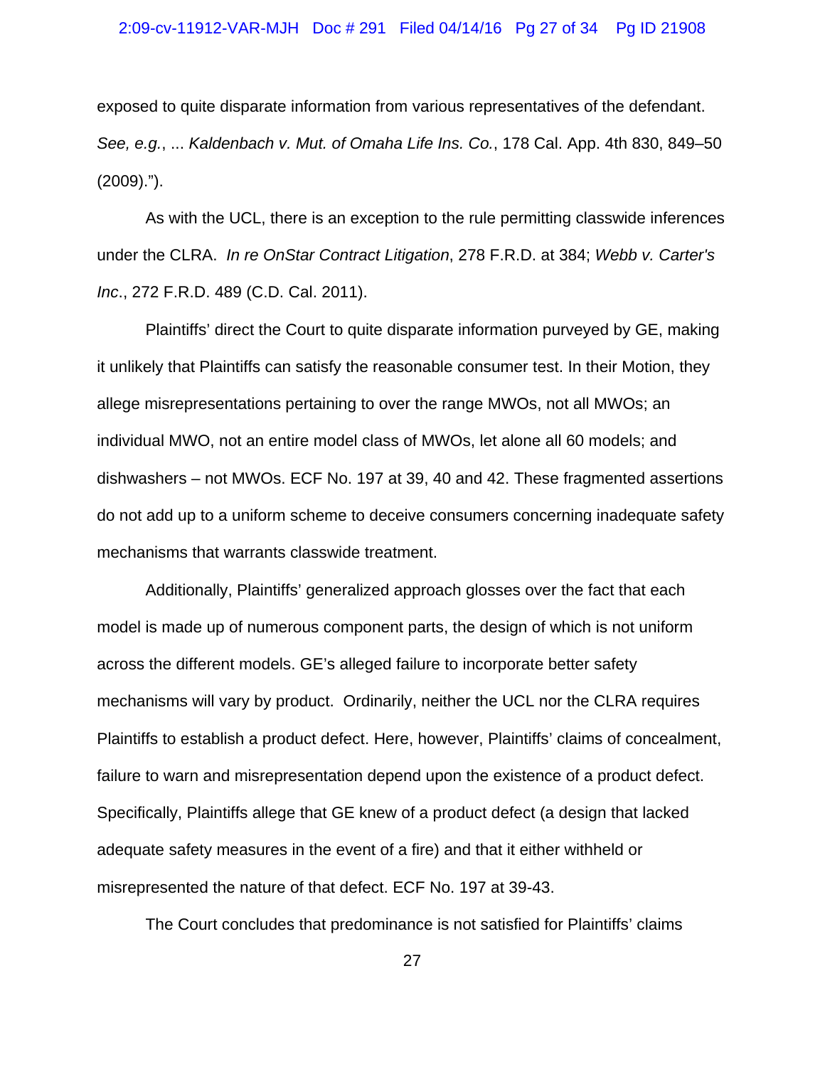exposed to quite disparate information from various representatives of the defendant. *See, e.g.*, ... *Kaldenbach v. Mut. of Omaha Life Ins. Co.*, 178 Cal. App. 4th 830, 849–50 (2009).").

As with the UCL, there is an exception to the rule permitting classwide inferences under the CLRA. *In re OnStar Contract Litigation*, 278 F.R.D. at 384; *Webb v. Carter's Inc*., 272 F.R.D. 489 (C.D. Cal. 2011).

Plaintiffs' direct the Court to quite disparate information purveyed by GE, making it unlikely that Plaintiffs can satisfy the reasonable consumer test. In their Motion, they allege misrepresentations pertaining to over the range MWOs, not all MWOs; an individual MWO, not an entire model class of MWOs, let alone all 60 models; and dishwashers – not MWOs. ECF No. 197 at 39, 40 and 42. These fragmented assertions do not add up to a uniform scheme to deceive consumers concerning inadequate safety mechanisms that warrants classwide treatment.

Additionally, Plaintiffs' generalized approach glosses over the fact that each model is made up of numerous component parts, the design of which is not uniform across the different models. GE's alleged failure to incorporate better safety mechanisms will vary by product. Ordinarily, neither the UCL nor the CLRA requires Plaintiffs to establish a product defect. Here, however, Plaintiffs' claims of concealment, failure to warn and misrepresentation depend upon the existence of a product defect. Specifically, Plaintiffs allege that GE knew of a product defect (a design that lacked adequate safety measures in the event of a fire) and that it either withheld or misrepresented the nature of that defect. ECF No. 197 at 39-43.

The Court concludes that predominance is not satisfied for Plaintiffs' claims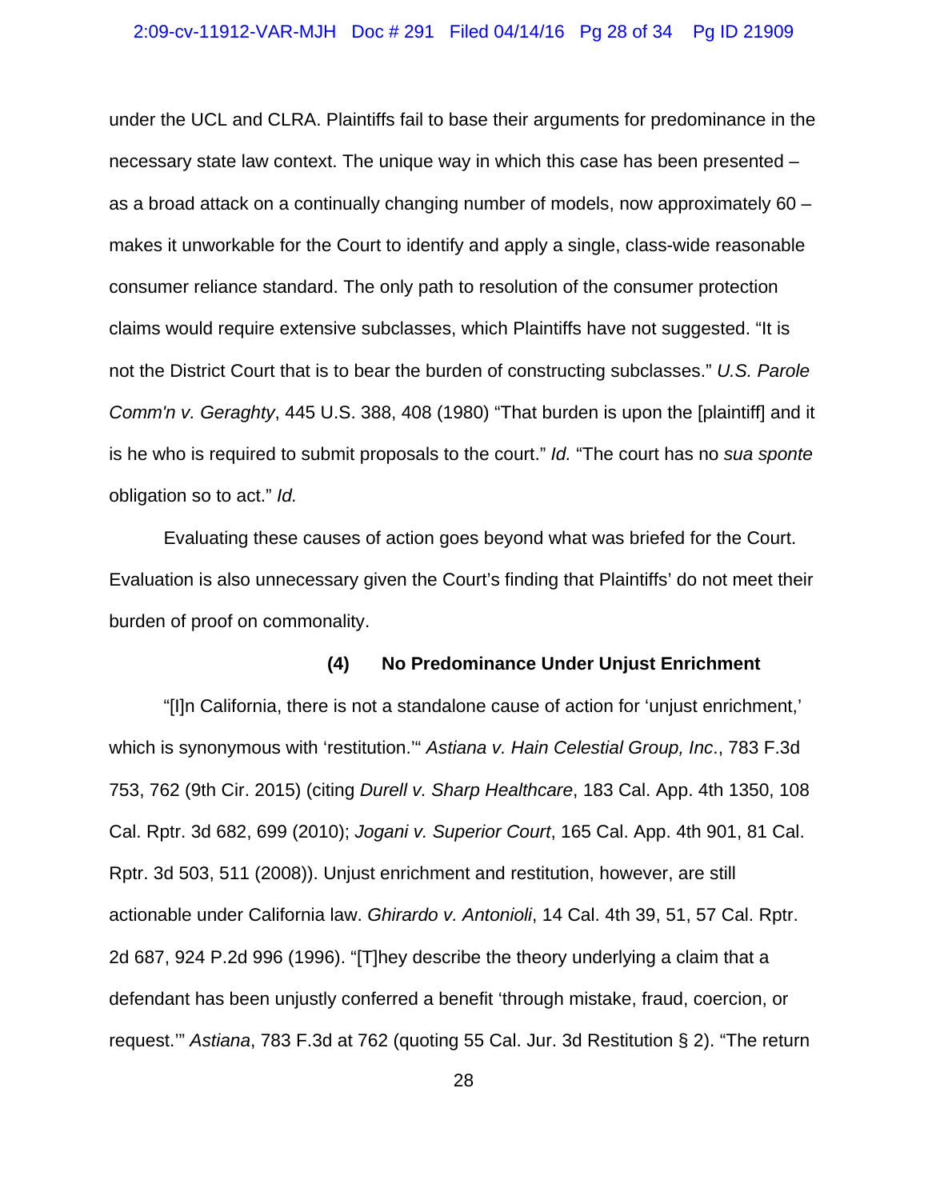under the UCL and CLRA. Plaintiffs fail to base their arguments for predominance in the necessary state law context. The unique way in which this case has been presented – as a broad attack on a continually changing number of models, now approximately 60 – makes it unworkable for the Court to identify and apply a single, class-wide reasonable consumer reliance standard. The only path to resolution of the consumer protection claims would require extensive subclasses, which Plaintiffs have not suggested. "It is not the District Court that is to bear the burden of constructing subclasses." *U.S. Parole Comm'n v. Geraghty*, 445 U.S. 388, 408 (1980) "That burden is upon the [plaintiff] and it is he who is required to submit proposals to the court." *Id.* "The court has no *sua sponte* obligation so to act." *Id.*

Evaluating these causes of action goes beyond what was briefed for the Court. Evaluation is also unnecessary given the Court's finding that Plaintiffs' do not meet their burden of proof on commonality.

**(4) No Predominance Under Unjust Enrichment**

"[I]n California, there is not a standalone cause of action for 'unjust enrichment,' which is synonymous with 'restitution.'" *Astiana v. Hain Celestial Group, Inc*., 783 F.3d 753, 762 (9th Cir. 2015) (citing *Durell v. Sharp Healthcare*, 183 Cal. App. 4th 1350, 108 Cal. Rptr. 3d 682, 699 (2010); *Jogani v. Superior Court*, 165 Cal. App. 4th 901, 81 Cal. Rptr. 3d 503, 511 (2008)). Unjust enrichment and restitution, however, are still actionable under California law. *Ghirardo v. Antonioli*, 14 Cal. 4th 39, 51, 57 Cal. Rptr. 2d 687, 924 P.2d 996 (1996). "[T]hey describe the theory underlying a claim that a defendant has been unjustly conferred a benefit 'through mistake, fraud, coercion, or request.'" *Astiana*, 783 F.3d at 762 (quoting 55 Cal. Jur. 3d Restitution § 2). "The return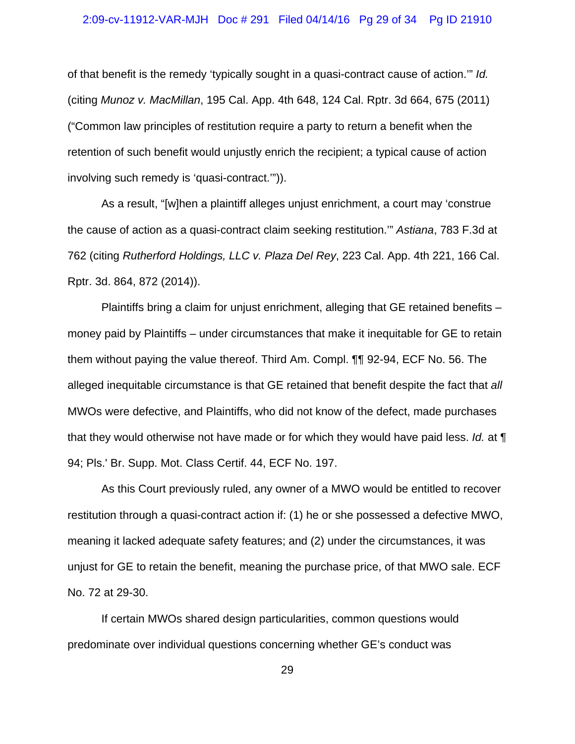of that benefit is the remedy 'typically sought in a quasi-contract cause of action.'" *Id.* (citing *Munoz v. MacMillan*, 195 Cal. App. 4th 648, 124 Cal. Rptr. 3d 664, 675 (2011) ("Common law principles of restitution require a party to return a benefit when the retention of such benefit would unjustly enrich the recipient; a typical cause of action involving such remedy is 'quasi-contract.'")).

As a result, "[w]hen a plaintiff alleges unjust enrichment, a court may 'construe the cause of action as a quasi-contract claim seeking restitution.'" *Astiana*, 783 F.3d at 762 (citing *Rutherford Holdings, LLC v. Plaza Del Rey*, 223 Cal. App. 4th 221, 166 Cal. Rptr. 3d. 864, 872 (2014)).

Plaintiffs bring a claim for unjust enrichment, alleging that GE retained benefits – money paid by Plaintiffs – under circumstances that make it inequitable for GE to retain them without paying the value thereof. Third Am. Compl. ¶¶ 92-94, ECF No. 56. The alleged inequitable circumstance is that GE retained that benefit despite the fact that *all* MWOs were defective, and Plaintiffs, who did not know of the defect, made purchases that they would otherwise not have made or for which they would have paid less. *Id.* at ¶ 94; Pls.' Br. Supp. Mot. Class Certif. 44, ECF No. 197.

As this Court previously ruled, any owner of a MWO would be entitled to recover restitution through a quasi-contract action if: (1) he or she possessed a defective MWO, meaning it lacked adequate safety features; and (2) under the circumstances, it was unjust for GE to retain the benefit, meaning the purchase price, of that MWO sale. ECF No. 72 at 29-30.

If certain MWOs shared design particularities, common questions would predominate over individual questions concerning whether GE's conduct was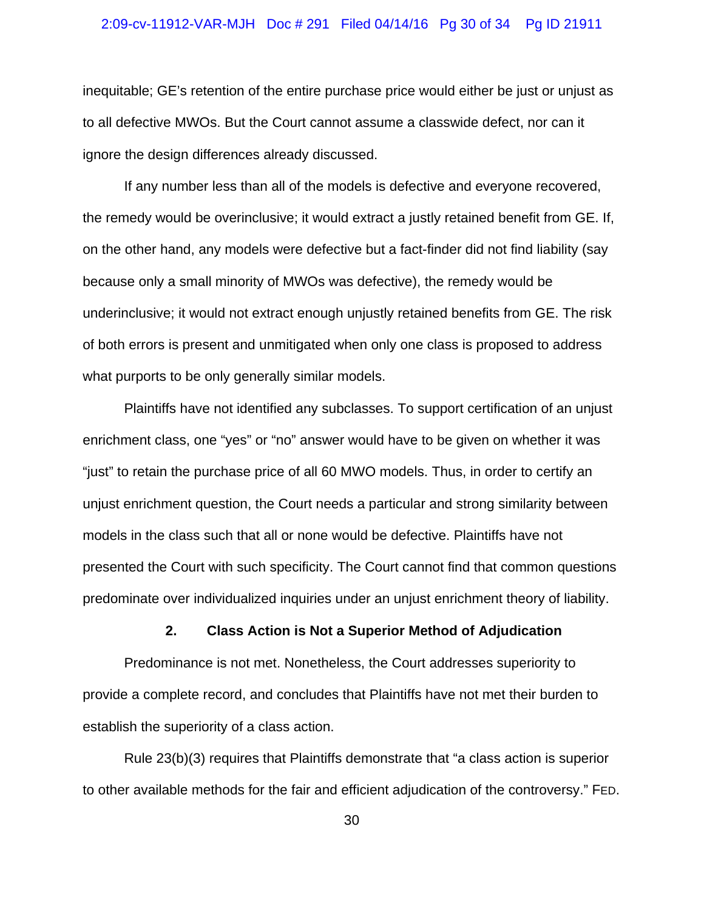inequitable; GE's retention of the entire purchase price would either be just or unjust as to all defective MWOs. But the Court cannot assume a classwide defect, nor can it ignore the design differences already discussed.

If any number less than all of the models is defective and everyone recovered, the remedy would be overinclusive; it would extract a justly retained benefit from GE. If, on the other hand, any models were defective but a fact-finder did not find liability (say because only a small minority of MWOs was defective), the remedy would be underinclusive; it would not extract enough unjustly retained benefits from GE. The risk of both errors is present and unmitigated when only one class is proposed to address what purports to be only generally similar models.

Plaintiffs have not identified any subclasses. To support certification of an unjust enrichment class, one "yes" or "no" answer would have to be given on whether it was "just" to retain the purchase price of all 60 MWO models. Thus, in order to certify an unjust enrichment question, the Court needs a particular and strong similarity between models in the class such that all or none would be defective. Plaintiffs have not presented the Court with such specificity. The Court cannot find that common questions predominate over individualized inquiries under an unjust enrichment theory of liability.

### 2. Class Action is Not a Superior Method of Adjudication

Predominance is not met. Nonetheless, the Court addresses superiority to provide a complete record, and concludes that Plaintiffs have not met their burden to establish the superiority of a class action.

Rule 23(b)(3) requires that Plaintiffs demonstrate that "a class action is superior to other available methods for the fair and efficient adjudication of the controversy." FED.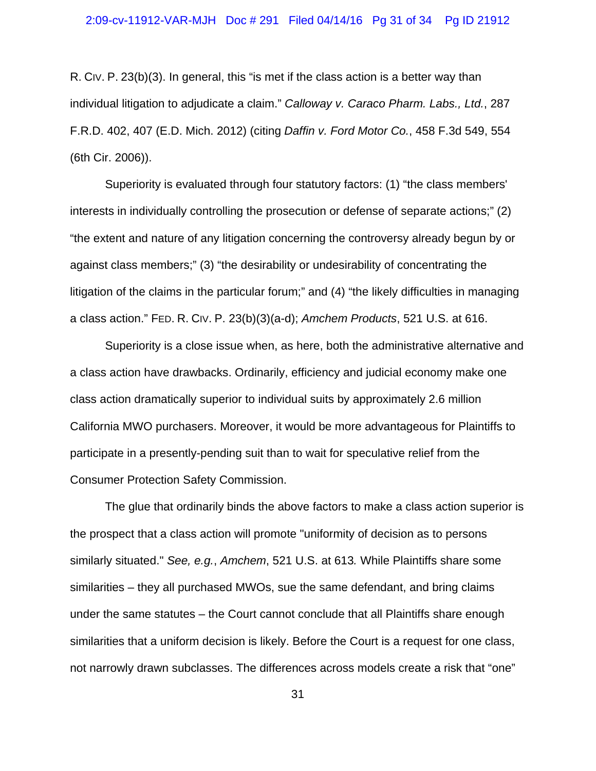R. CIV. P. 23(b)(3). In general, this "is met if the class action is a better way than individual litigation to adjudicate a claim." *Calloway v. Caraco Pharm. Labs., Ltd.*, 287 F.R.D. 402, 407 (E.D. Mich. 2012) (citing *Daffin v. Ford Motor Co.*, 458 F.3d 549, 554 (6th Cir. 2006)).

Superiority is evaluated through four statutory factors: (1) "the class members' interests in individually controlling the prosecution or defense of separate actions;" (2) "the extent and nature of any litigation concerning the controversy already begun by or against class members;" (3) "the desirability or undesirability of concentrating the litigation of the claims in the particular forum;" and (4) "the likely difficulties in managing a class action." FED. R. CIV. P. 23(b)(3)(a-d); *Amchem Products*, 521 U.S. at 616.

Superiority is a close issue when, as here, both the administrative alternative and a class action have drawbacks. Ordinarily, efficiency and judicial economy make one class action dramatically superior to individual suits by approximately 2.6 million California MWO purchasers. Moreover, it would be more advantageous for Plaintiffs to participate in a presently-pending suit than to wait for speculative relief from the Consumer Protection Safety Commission.

The glue that ordinarily binds the above factors to make a class action superior is the prospect that a class action will promote "uniformity of decision as to persons similarly situated." *See, e.g.*, *Amchem*, 521 U.S. at 613*.* While Plaintiffs share some similarities – they all purchased MWOs, sue the same defendant, and bring claims under the same statutes – the Court cannot conclude that all Plaintiffs share enough similarities that a uniform decision is likely. Before the Court is a request for one class, not narrowly drawn subclasses. The differences across models create a risk that "one"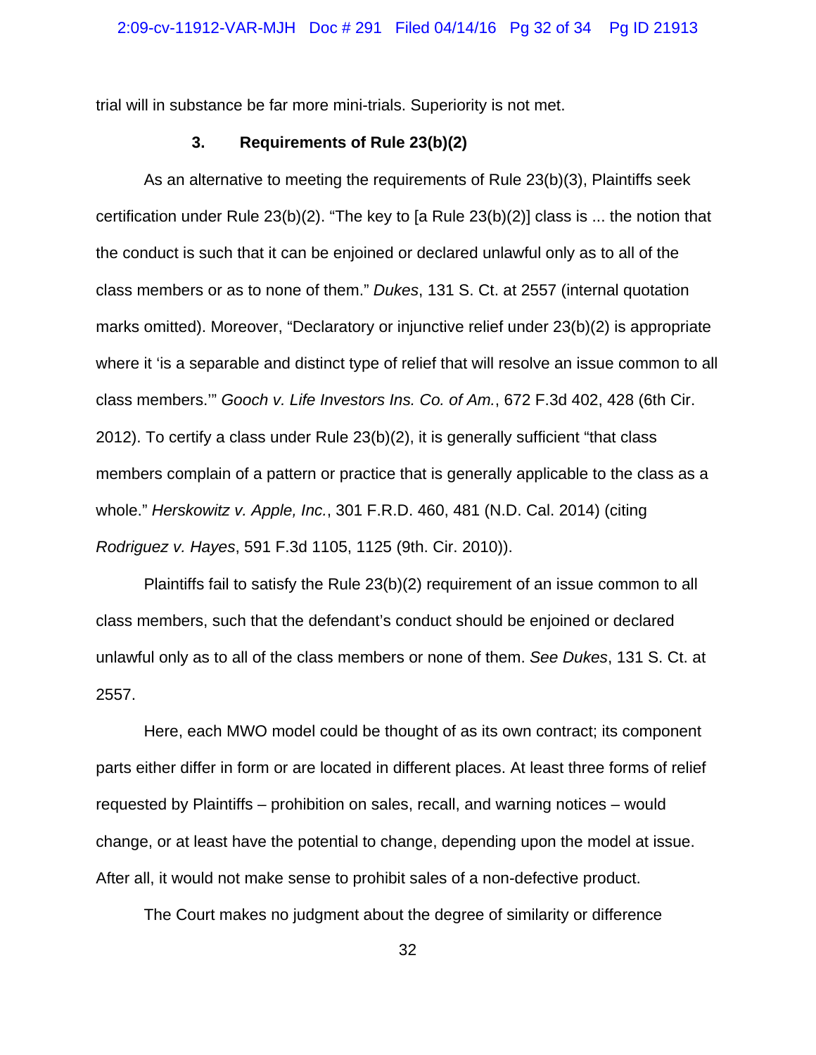trial will in substance be far more mini-trials. Superiority is not met.

### 3. Requirements of Rule 23(b)(2)

As an alternative to meeting the requirements of Rule 23(b)(3), Plaintiffs seek certification under Rule 23(b)(2). "The key to [a Rule 23(b)(2)] class is ... the notion that the conduct is such that it can be enjoined or declared unlawful only as to all of the class members or as to none of them." *Dukes*, 131 S. Ct. at 2557 (internal quotation marks omitted). Moreover, "Declaratory or injunctive relief under 23(b)(2) is appropriate where it 'is a separable and distinct type of relief that will resolve an issue common to all class members.'" *Gooch v. Life Investors Ins. Co. of Am.*, 672 F.3d 402, 428 (6th Cir. 2012). To certify a class under Rule 23(b)(2), it is generally sufficient "that class members complain of a pattern or practice that is generally applicable to the class as a whole." *Herskowitz v. Apple, Inc.*, 301 F.R.D. 460, 481 (N.D. Cal. 2014) (citing *Rodriguez v. Hayes*, 591 F.3d 1105, 1125 (9th. Cir. 2010)).

Plaintiffs fail to satisfy the Rule 23(b)(2) requirement of an issue common to all class members, such that the defendant's conduct should be enjoined or declared unlawful only as to all of the class members or none of them. *See Dukes*, 131 S. Ct. at 2557.

Here, each MWO model could be thought of as its own contract; its component parts either differ in form or are located in different places. At least three forms of relief requested by Plaintiffs – prohibition on sales, recall, and warning notices – would change, or at least have the potential to change, depending upon the model at issue. After all, it would not make sense to prohibit sales of a non-defective product.

The Court makes no judgment about the degree of similarity or difference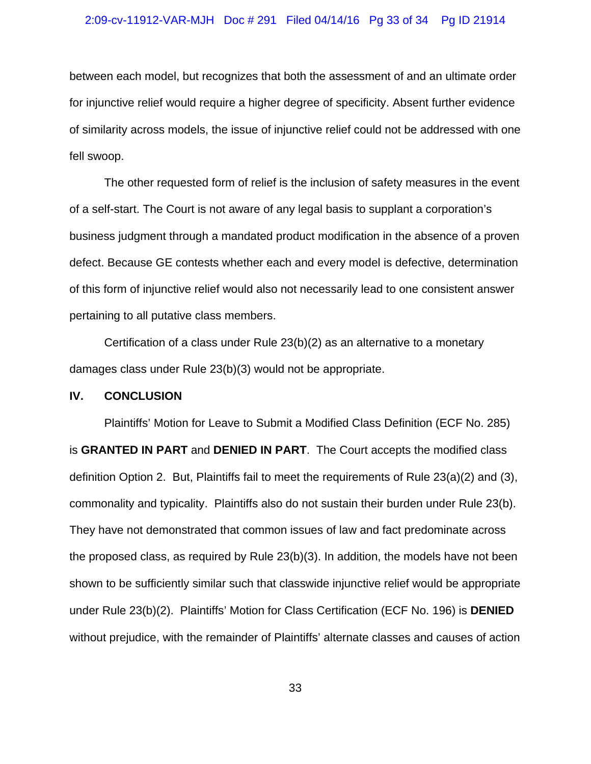between each model, but recognizes that both the assessment of and an ultimate order for injunctive relief would require a higher degree of specificity. Absent further evidence of similarity across models, the issue of injunctive relief could not be addressed with one fell swoop.

The other requested form of relief is the inclusion of safety measures in the event of a self-start. The Court is not aware of any legal basis to supplant a corporation's business judgment through a mandated product modification in the absence of a proven defect. Because GE contests whether each and every model is defective, determination of this form of injunctive relief would also not necessarily lead to one consistent answer pertaining to all putative class members.

Certification of a class under Rule 23(b)(2) as an alternative to a monetary damages class under Rule 23(b)(3) would not be appropriate.

## IV. CONCLUSION

Plaintiffs' Motion for Leave to Submit a Modified Class Definition (ECF No. 285) is **GRANTED IN PART** and **DENIED IN PART**. The Court accepts the modified class definition Option 2. But, Plaintiffs fail to meet the requirements of Rule 23(a)(2) and (3), commonality and typicality. Plaintiffs also do not sustain their burden under Rule 23(b). They have not demonstrated that common issues of law and fact predominate across the proposed class, as required by Rule 23(b)(3). In addition, the models have not been shown to be sufficiently similar such that classwide injunctive relief would be appropriate under Rule 23(b)(2). Plaintiffs' Motion for Class Certification (ECF No. 196) is **DENIED** without prejudice, with the remainder of Plaintiffs' alternate classes and causes of action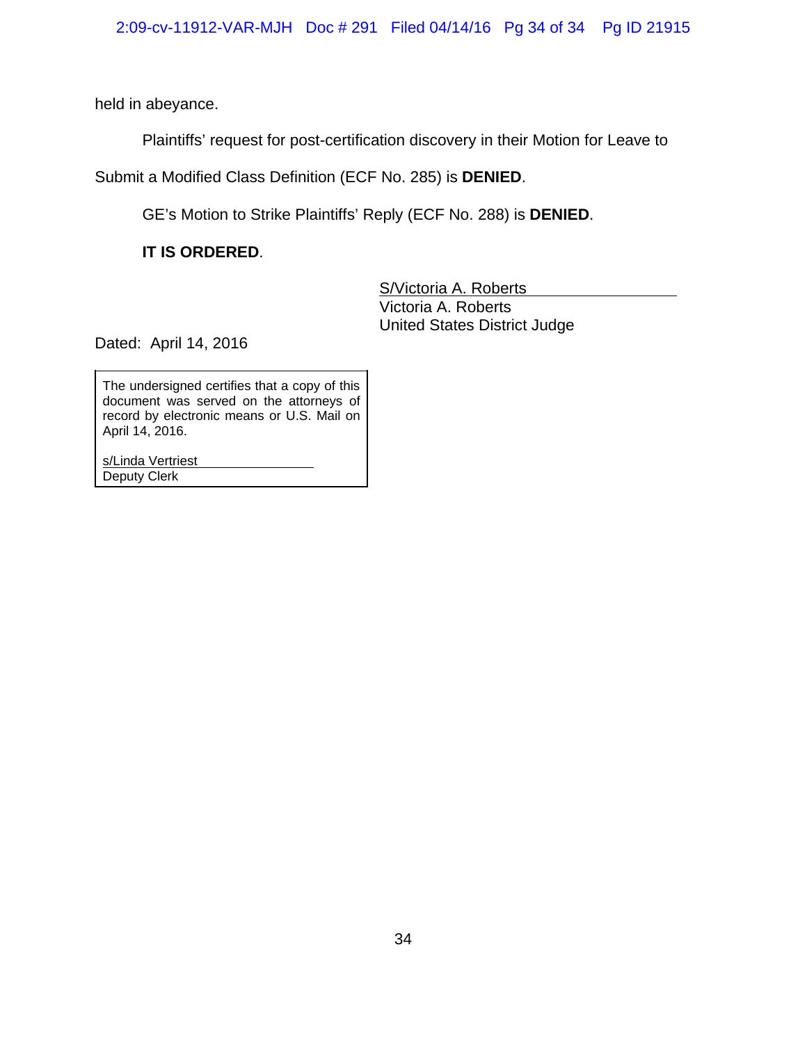held in abeyance.

Plaintiffs' request for post-certification discovery in their Motion for Leave to Submit a Modified Class Definition (ECF No. 285) is **DENIED**.

GE's Motion to Strike Plaintiffs' Reply (ECF No. 288) is **DENIED**.

**IT IS ORDERED**.

S/Victoria A. Roberts
Victoria A. Roberts
United States District Judge

Dated: April 14, 2016

The undersigned certifies that a copy of this document was served on the attorneys of record by electronic means or U.S. Mail on April 14, 2016.

s/Linda Vertriest
Deputy Clerk